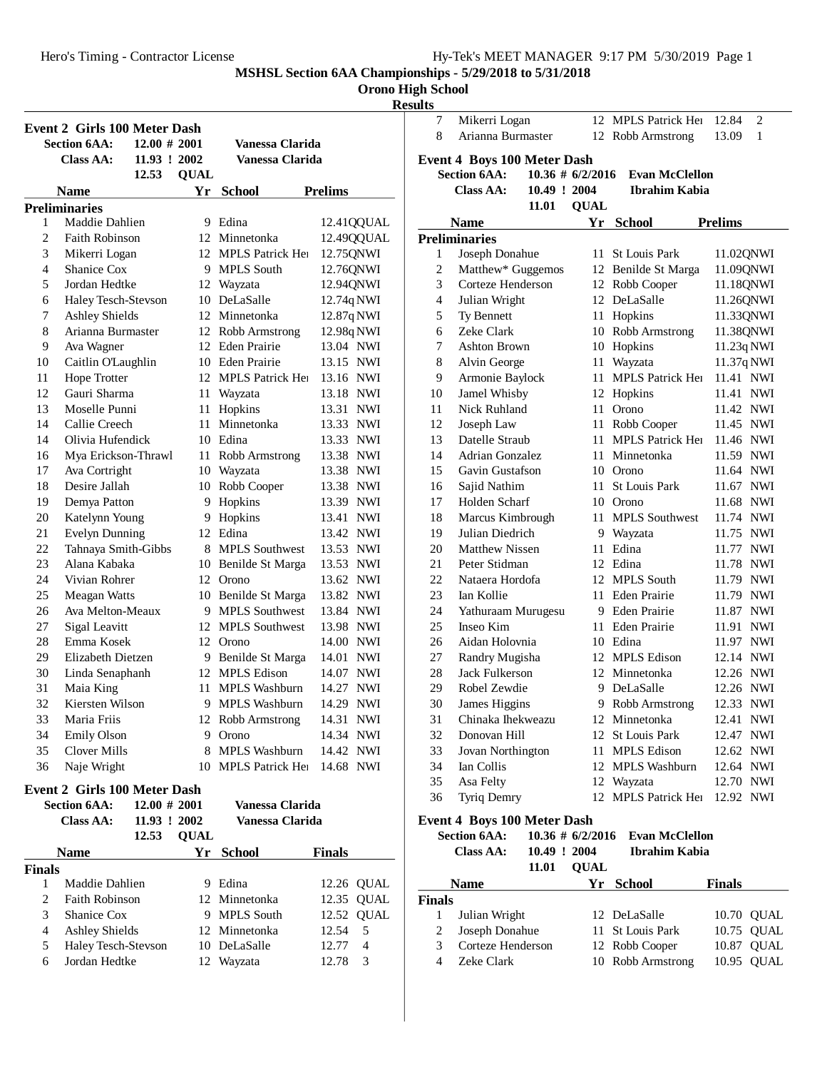Hero's Timing - Contractor License

Hy-Tek's MEET MANAGER 9:17 PM 5/30/2019 Page 1

# MSHSL Section 6AA Championships - 5/29/2018 to 5/31/2018

## Orono High School

### Results

## Event 2 Girls 100 Meter Dash

| | | | |
|---|---|---|---|
| Section 6AA: | 12.00 # 2001 | | Vanessa Clarida |
| Class AA: | 11.93 ! 2002 | | Vanessa Clarida |
| | 12.53 | QUAL | |

**Preliminaries**

| | Name | Yr | School | Prelims | |
|---|---|---|---|---|---|
| 1 | Maddie Dahlien | 9 | Edina | 12.41Q | QUAL |
| 2 | Faith Robinson | 12 | Minnetonka | 12.49Q | QUAL |
| 3 | Mikerri Logan | 12 | MPLS Patrick Hei | 12.75Q | NWI |
| 4 | Shanice Cox | 9 | MPLS South | 12.76Q | NWI |
| 5 | Jordan Hedtke | 12 | Wayzata | 12.94Q | NWI |
| 6 | Haley Tesch-Stevson | 10 | DeLaSalle | 12.74q | NWI |
| 7 | Ashley Shields | 12 | Minnetonka | 12.87q | NWI |
| 8 | Arianna Burmaster | 12 | Robb Armstrong | 12.98q | NWI |
| 9 | Ava Wagner | 12 | Eden Prairie | 13.04 | NWI |
| 10 | Caitlin O'Laughlin | 10 | Eden Prairie | 13.15 | NWI |
| 11 | Hope Trotter | 12 | MPLS Patrick Hei | 13.16 | NWI |
| 12 | Gauri Sharma | 11 | Wayzata | 13.18 | NWI |
| 13 | Moselle Punni | 11 | Hopkins | 13.31 | NWI |
| 14 | Callie Creech | 11 | Minnetonka | 13.33 | NWI |
| 14 | Olivia Hufendick | 10 | Edina | 13.33 | NWI |
| 16 | Mya Erickson-Thrawl | 11 | Robb Armstrong | 13.38 | NWI |
| 17 | Ava Cortright | 10 | Wayzata | 13.38 | NWI |
| 18 | Desire Jallah | 10 | Robb Cooper | 13.38 | NWI |
| 19 | Demya Patton | 9 | Hopkins | 13.39 | NWI |
| 20 | Katelynn Young | 9 | Hopkins | 13.41 | NWI |
| 21 | Evelyn Dunning | 12 | Edina | 13.42 | NWI |
| 22 | Tahnaya Smith-Gibbs | 8 | MPLS Southwest | 13.53 | NWI |
| 23 | Alana Kabaka | 10 | Benilde St Marga | 13.53 | NWI |
| 24 | Vivian Rohrer | 12 | Orono | 13.62 | NWI |
| 25 | Meagan Watts | 10 | Benilde St Marga | 13.82 | NWI |
| 26 | Ava Melton-Meaux | 9 | MPLS Southwest | 13.84 | NWI |
| 27 | Sigal Leavitt | 12 | MPLS Southwest | 13.98 | NWI |
| 28 | Emma Kosek | 12 | Orono | 14.00 | NWI |
| 29 | Elizabeth Dietzen | 9 | Benilde St Marga | 14.01 | NWI |
| 30 | Linda Senaphanh | 12 | MPLS Edison | 14.07 | NWI |
| 31 | Maia King | 11 | MPLS Washburn | 14.27 | NWI |
| 32 | Kiersten Wilson | 9 | MPLS Washburn | 14.29 | NWI |
| 33 | Maria Friis | 12 | Robb Armstrong | 14.31 | NWI |
| 34 | Emily Olson | 9 | Orono | 14.34 | NWI |
| 35 | Clover Mills | 8 | MPLS Washburn | 14.42 | NWI |
| 36 | Naje Wright | 10 | MPLS Patrick Hei | 14.68 | NWI |

## Event 2 Girls 100 Meter Dash

| | | | |
|---|---|---|---|
| Section 6AA: | 12.00 # 2001 | | Vanessa Clarida |
| Class AA: | 11.93 ! 2002 | | Vanessa Clarida |
| | 12.53 | QUAL | |

**Finals**

| | Name | Yr | School | Finals | |
|---|---|---|---|---|---|
| 1 | Maddie Dahlien | 9 | Edina | 12.26 | QUAL |
| 2 | Faith Robinson | 12 | Minnetonka | 12.35 | QUAL |
| 3 | Shanice Cox | 9 | MPLS South | 12.52 | QUAL |
| 4 | Ashley Shields | 12 | Minnetonka | 12.54 | 5 |
| 5 | Haley Tesch-Stevson | 10 | DeLaSalle | 12.77 | 4 |
| 6 | Jordan Hedtke | 12 | Wayzata | 12.78 | 3 |
| 7 | Mikerri Logan | 12 | MPLS Patrick Hei | 12.84 | 2 |
| 8 | Arianna Burmaster | 12 | Robb Armstrong | 13.09 | 1 |

## Event 4 Boys 100 Meter Dash

| | | | |
|---|---|---|---|
| Section 6AA: | 10.36 # 6/2/2016 | | Evan McClellon |
| Class AA: | 10.49 ! 2004 | | Ibrahim Kabia |
| | 11.01 | QUAL | |

**Preliminaries**

| | Name | Yr | School | Prelims | |
|---|---|---|---|---|---|
| 1 | Joseph Donahue | 11 | St Louis Park | 11.02Q | NWI |
| 2 | Matthew* Guggemos | 12 | Benilde St Marga | 11.09Q | NWI |
| 3 | Corteze Henderson | 12 | Robb Cooper | 11.18Q | NWI |
| 4 | Julian Wright | 12 | DeLaSalle | 11.26Q | NWI |
| 5 | Ty Bennett | 11 | Hopkins | 11.33Q | NWI |
| 6 | Zeke Clark | 10 | Robb Armstrong | 11.38Q | NWI |
| 7 | Ashton Brown | 10 | Hopkins | 11.23q | NWI |
| 8 | Alvin George | 11 | Wayzata | 11.37q | NWI |
| 9 | Armonie Baylock | 11 | MPLS Patrick Hei | 11.41 | NWI |
| 10 | Jamel Whisby | 12 | Hopkins | 11.41 | NWI |
| 11 | Nick Ruhland | 11 | Orono | 11.42 | NWI |
| 12 | Joseph Law | 11 | Robb Cooper | 11.45 | NWI |
| 13 | Datelle Straub | 11 | MPLS Patrick Hei | 11.46 | NWI |
| 14 | Adrian Gonzalez | 11 | Minnetonka | 11.59 | NWI |
| 15 | Gavin Gustafson | 10 | Orono | 11.64 | NWI |
| 16 | Sajid Nathim | 11 | St Louis Park | 11.67 | NWI |
| 17 | Holden Scharf | 10 | Orono | 11.68 | NWI |
| 18 | Marcus Kimbrough | 11 | MPLS Southwest | 11.74 | NWI |
| 19 | Julian Diedrich | 9 | Wayzata | 11.75 | NWI |
| 20 | Matthew Nissen | 11 | Edina | 11.77 | NWI |
| 21 | Peter Stidman | 12 | Edina | 11.78 | NWI |
| 22 | Nataera Hordofa | 12 | MPLS South | 11.79 | NWI |
| 23 | Ian Kollie | 11 | Eden Prairie | 11.79 | NWI |
| 24 | Yathuraam Murugesu | 9 | Eden Prairie | 11.87 | NWI |
| 25 | Inseo Kim | 11 | Eden Prairie | 11.91 | NWI |
| 26 | Aidan Holovnia | 10 | Edina | 11.97 | NWI |
| 27 | Randry Mugisha | 12 | MPLS Edison | 12.14 | NWI |
| 28 | Jack Fulkerson | 12 | Minnetonka | 12.26 | NWI |
| 29 | Robel Zewdie | 9 | DeLaSalle | 12.26 | NWI |
| 30 | James Higgins | 9 | Robb Armstrong | 12.33 | NWI |
| 31 | Chinaka Ihekweazu | 12 | Minnetonka | 12.41 | NWI |
| 32 | Donovan Hill | 12 | St Louis Park | 12.47 | NWI |
| 33 | Jovan Northington | 11 | MPLS Edison | 12.62 | NWI |
| 34 | Ian Collis | 12 | MPLS Washburn | 12.64 | NWI |
| 35 | Asa Felty | 12 | Wayzata | 12.70 | NWI |
| 36 | Tyriq Demry | 12 | MPLS Patrick Hei | 12.92 | NWI |

## Event 4 Boys 100 Meter Dash

| | | | |
|---|---|---|---|
| Section 6AA: | 10.36 # 6/2/2016 | | Evan McClellon |
| Class AA: | 10.49 ! 2004 | | Ibrahim Kabia |
| | 11.01 | QUAL | |

**Finals**

| | Name | Yr | School | Finals | |
|---|---|---|---|---|---|
| 1 | Julian Wright | 12 | DeLaSalle | 10.70 | QUAL |
| 2 | Joseph Donahue | 11 | St Louis Park | 10.75 | QUAL |
| 3 | Corteze Henderson | 12 | Robb Cooper | 10.87 | QUAL |
| 4 | Zeke Clark | 10 | Robb Armstrong | 10.95 | QUAL |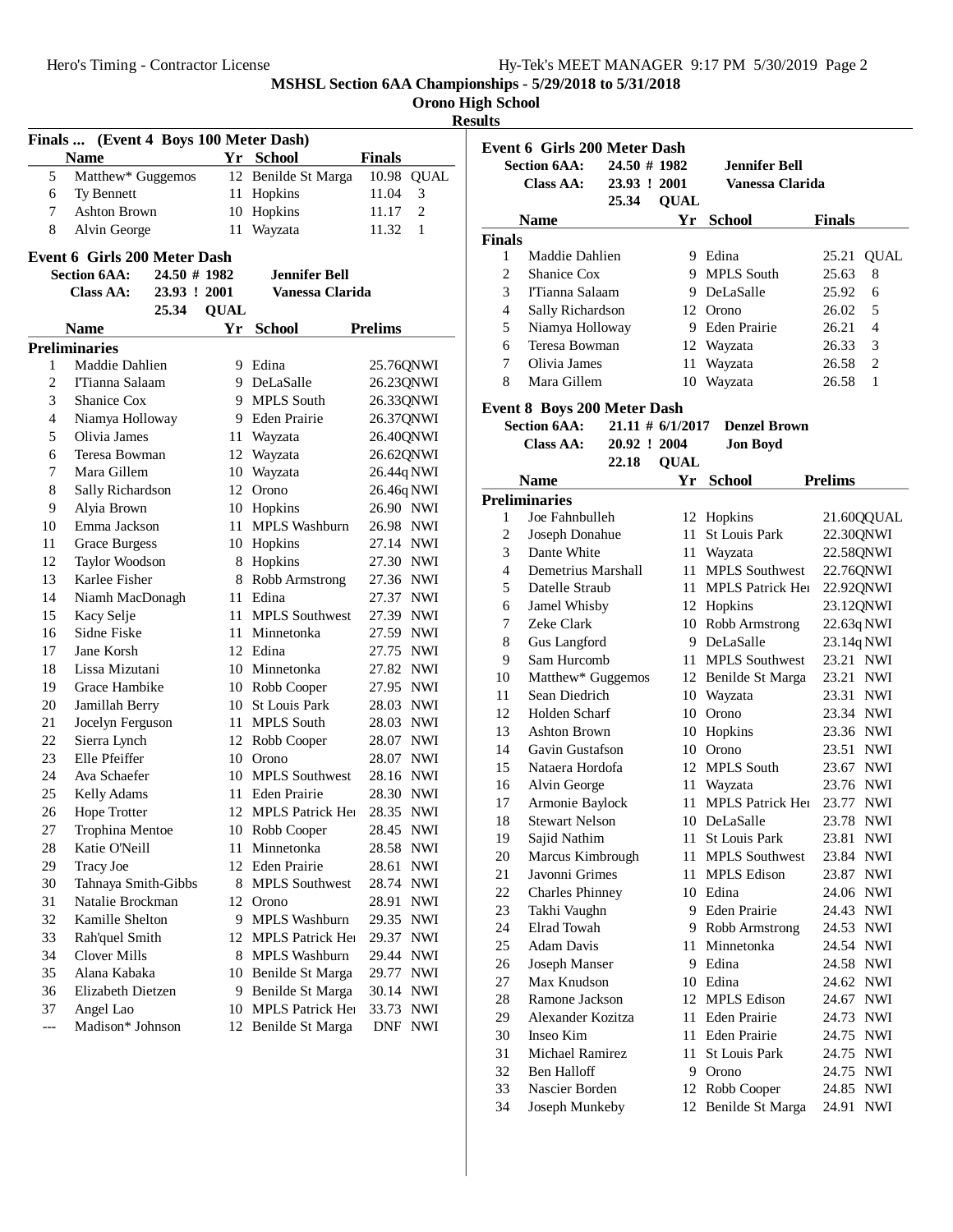# MSHSL Section 6AA Championships - 5/29/2018 to 5/31/2018

## Orono High School

### Results

**Finals ... (Event 4 Boys 100 Meter Dash)**

| | Name | Yr | School | Finals | |
|---|---|---|---|---|---|
| 5 | Matthew* Guggemos | 12 | Benilde St Marga | 10.98 | QUAL |
| 6 | Ty Bennett | 11 | Hopkins | 11.04 | 3 |
| 7 | Ashton Brown | 10 | Hopkins | 11.17 | 2 |
| 8 | Alvin George | 11 | Wayzata | 11.32 | 1 |

**Event 6 Girls 200 Meter Dash**

| | | | |
|---|---|---|---|
| Section 6AA: | 24.50 # 1982 | | Jennifer Bell |
| Class AA: | 23.93 ! 2001 | | Vanessa Clarida |
| | 25.34 | QUAL | |

**Preliminaries**

| | Name | Yr | School | Prelims | |
|---|---|---|---|---|---|
| 1 | Maddie Dahlien | 9 | Edina | 25.76Q | NWI |
| 2 | I'Tianna Salaam | 9 | DeLaSalle | 26.23Q | NWI |
| 3 | Shanice Cox | 9 | MPLS South | 26.33Q | NWI |
| 4 | Niamya Holloway | 9 | Eden Prairie | 26.37Q | NWI |
| 5 | Olivia James | 11 | Wayzata | 26.40Q | NWI |
| 6 | Teresa Bowman | 12 | Wayzata | 26.62Q | NWI |
| 7 | Mara Gillem | 10 | Wayzata | 26.44q | NWI |
| 8 | Sally Richardson | 12 | Orono | 26.46q | NWI |
| 9 | Alyia Brown | 10 | Hopkins | 26.90 | NWI |
| 10 | Emma Jackson | 11 | MPLS Washburn | 26.98 | NWI |
| 11 | Grace Burgess | 10 | Hopkins | 27.14 | NWI |
| 12 | Taylor Woodson | 8 | Hopkins | 27.30 | NWI |
| 13 | Karlee Fisher | 8 | Robb Armstrong | 27.36 | NWI |
| 14 | Niamh MacDonagh | 11 | Edina | 27.37 | NWI |
| 15 | Kacy Selje | 11 | MPLS Southwest | 27.39 | NWI |
| 16 | Sidne Fiske | 11 | Minnetonka | 27.59 | NWI |
| 17 | Jane Korsh | 12 | Edina | 27.75 | NWI |
| 18 | Lissa Mizutani | 10 | Minnetonka | 27.82 | NWI |
| 19 | Grace Hambike | 10 | Robb Cooper | 27.95 | NWI |
| 20 | Jamillah Berry | 10 | St Louis Park | 28.03 | NWI |
| 21 | Jocelyn Ferguson | 11 | MPLS South | 28.03 | NWI |
| 22 | Sierra Lynch | 12 | Robb Cooper | 28.07 | NWI |
| 23 | Elle Pfeiffer | 10 | Orono | 28.07 | NWI |
| 24 | Ava Schaefer | 10 | MPLS Southwest | 28.16 | NWI |
| 25 | Kelly Adams | 11 | Eden Prairie | 28.30 | NWI |
| 26 | Hope Trotter | 12 | MPLS Patrick Hei | 28.35 | NWI |
| 27 | Trophina Mentoe | 10 | Robb Cooper | 28.45 | NWI |
| 28 | Katie O'Neill | 11 | Minnetonka | 28.58 | NWI |
| 29 | Tracy Joe | 12 | Eden Prairie | 28.61 | NWI |
| 30 | Tahnaya Smith-Gibbs | 8 | MPLS Southwest | 28.74 | NWI |
| 31 | Natalie Brockman | 12 | Orono | 28.91 | NWI |
| 32 | Kamille Shelton | 9 | MPLS Washburn | 29.35 | NWI |
| 33 | Rah'quel Smith | 12 | MPLS Patrick Hei | 29.37 | NWI |
| 34 | Clover Mills | 8 | MPLS Washburn | 29.44 | NWI |
| 35 | Alana Kabaka | 10 | Benilde St Marga | 29.77 | NWI |
| 36 | Elizabeth Dietzen | 9 | Benilde St Marga | 30.14 | NWI |
| 37 | Angel Lao | 10 | MPLS Patrick Hei | 33.73 | NWI |
| --- | Madison* Johnson | 12 | Benilde St Marga | DNF | NWI |

**Event 6 Girls 200 Meter Dash**

| | | | |
|---|---|---|---|
| Section 6AA: | 24.50 # 1982 | | Jennifer Bell |
| Class AA: | 23.93 ! 2001 | | Vanessa Clarida |
| | 25.34 | QUAL | |

**Finals**

| | Name | Yr | School | Finals | |
|---|---|---|---|---|---|
| 1 | Maddie Dahlien | 9 | Edina | 25.21 | QUAL |
| 2 | Shanice Cox | 9 | MPLS South | 25.63 | 8 |
| 3 | I'Tianna Salaam | 9 | DeLaSalle | 25.92 | 6 |
| 4 | Sally Richardson | 12 | Orono | 26.02 | 5 |
| 5 | Niamya Holloway | 9 | Eden Prairie | 26.21 | 4 |
| 6 | Teresa Bowman | 12 | Wayzata | 26.33 | 3 |
| 7 | Olivia James | 11 | Wayzata | 26.58 | 2 |
| 8 | Mara Gillem | 10 | Wayzata | 26.58 | 1 |

**Event 8 Boys 200 Meter Dash**

| | | | |
|---|---|---|---|
| Section 6AA: | 21.11 # 6/1/2017 | | Denzel Brown |
| Class AA: | 20.92 ! 2004 | | Jon Boyd |
| | 22.18 | QUAL | |

**Preliminaries**

| | Name | Yr | School | Prelims | |
|---|---|---|---|---|---|
| 1 | Joe Fahnbulleh | 12 | Hopkins | 21.60Q | QUAL |
| 2 | Joseph Donahue | 11 | St Louis Park | 22.30Q | NWI |
| 3 | Dante White | 11 | Wayzata | 22.58Q | NWI |
| 4 | Demetrius Marshall | 11 | MPLS Southwest | 22.76Q | NWI |
| 5 | Datelle Straub | 11 | MPLS Patrick Hei | 22.92Q | NWI |
| 6 | Jamel Whisby | 12 | Hopkins | 23.12Q | NWI |
| 7 | Zeke Clark | 10 | Robb Armstrong | 22.63q | NWI |
| 8 | Gus Langford | 9 | DeLaSalle | 23.14q | NWI |
| 9 | Sam Hurcomb | 11 | MPLS Southwest | 23.21 | NWI |
| 10 | Matthew* Guggemos | 12 | Benilde St Marga | 23.21 | NWI |
| 11 | Sean Diedrich | 10 | Wayzata | 23.31 | NWI |
| 12 | Holden Scharf | 10 | Orono | 23.34 | NWI |
| 13 | Ashton Brown | 10 | Hopkins | 23.36 | NWI |
| 14 | Gavin Gustafson | 10 | Orono | 23.51 | NWI |
| 15 | Nataera Hordofa | 12 | MPLS South | 23.67 | NWI |
| 16 | Alvin George | 11 | Wayzata | 23.76 | NWI |
| 17 | Armonie Baylock | 11 | MPLS Patrick Hei | 23.77 | NWI |
| 18 | Stewart Nelson | 10 | DeLaSalle | 23.78 | NWI |
| 19 | Sajid Nathim | 11 | St Louis Park | 23.81 | NWI |
| 20 | Marcus Kimbrough | 11 | MPLS Southwest | 23.84 | NWI |
| 21 | Javonni Grimes | 11 | MPLS Edison | 23.87 | NWI |
| 22 | Charles Phinney | 10 | Edina | 24.06 | NWI |
| 23 | Takhi Vaughn | 9 | Eden Prairie | 24.43 | NWI |
| 24 | Elrad Towah | 9 | Robb Armstrong | 24.53 | NWI |
| 25 | Adam Davis | 11 | Minnetonka | 24.54 | NWI |
| 26 | Joseph Manser | 9 | Edina | 24.58 | NWI |
| 27 | Max Knudson | 10 | Edina | 24.62 | NWI |
| 28 | Ramone Jackson | 12 | MPLS Edison | 24.67 | NWI |
| 29 | Alexander Kozitza | 11 | Eden Prairie | 24.73 | NWI |
| 30 | Inseo Kim | 11 | Eden Prairie | 24.75 | NWI |
| 31 | Michael Ramirez | 11 | St Louis Park | 24.75 | NWI |
| 32 | Ben Halloff | 9 | Orono | 24.75 | NWI |
| 33 | Nascier Borden | 12 | Robb Cooper | 24.85 | NWI |
| 34 | Joseph Munkeby | 12 | Benilde St Marga | 24.91 | NWI |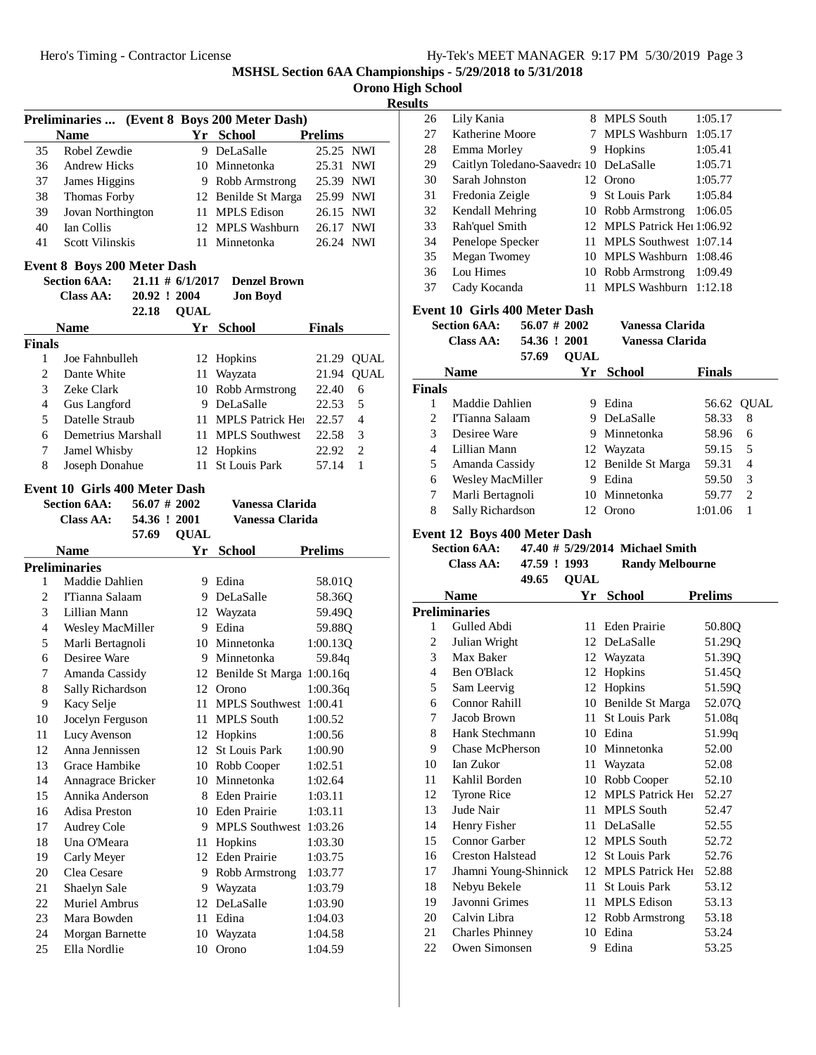# MSHSL Section 6AA Championships - 5/29/2018 to 5/31/2018

## Orono High School

### Results

**Preliminaries ... (Event 8 Boys 200 Meter Dash)**

| | Name | Yr | School | Prelims | |
|---|---|---|---|---|---|
| 35 | Robel Zewdie | 9 | DeLaSalle | 25.25 | NWI |
| 36 | Andrew Hicks | 10 | Minnetonka | 25.31 | NWI |
| 37 | James Higgins | 9 | Robb Armstrong | 25.39 | NWI |
| 38 | Thomas Forby | 12 | Benilde St Marga | 25.99 | NWI |
| 39 | Jovan Northington | 11 | MPLS Edison | 26.15 | NWI |
| 40 | Ian Collis | 12 | MPLS Washburn | 26.17 | NWI |
| 41 | Scott Vilinskis | 11 | Minnetonka | 26.24 | NWI |

### Event 8 Boys 200 Meter Dash

**Section 6AA:** 21.11 # 6/1/2017 **Denzel Brown**
**Class AA:** 20.92 ! 2004 **Jon Boyd**
22.18 **QUAL**

| | Name | Yr | School | Finals | |
|---|---|---|---|---|---|
| **Finals** | | | | | |
| 1 | Joe Fahnbulleh | 12 | Hopkins | 21.29 | QUAL |
| 2 | Dante White | 11 | Wayzata | 21.94 | QUAL |
| 3 | Zeke Clark | 10 | Robb Armstrong | 22.40 | 6 |
| 4 | Gus Langford | 9 | DeLaSalle | 22.53 | 5 |
| 5 | Datelle Straub | 11 | MPLS Patrick Hei | 22.57 | 4 |
| 6 | Demetrius Marshall | 11 | MPLS Southwest | 22.58 | 3 |
| 7 | Jamel Whisby | 12 | Hopkins | 22.92 | 2 |
| 8 | Joseph Donahue | 11 | St Louis Park | 57.14 | 1 |

### Event 10 Girls 400 Meter Dash

**Section 6AA:** 56.07 # 2002 **Vanessa Clarida**
**Class AA:** 54.36 ! 2001 **Vanessa Clarida**
57.69 **QUAL**

| | Name | Yr | School | Prelims |
|---|---|---|---|---|
| **Preliminaries** | | | | |
| 1 | Maddie Dahlien | 9 | Edina | 58.01Q |
| 2 | I'Tianna Salaam | 9 | DeLaSalle | 58.36Q |
| 3 | Lillian Mann | 12 | Wayzata | 59.49Q |
| 4 | Wesley MacMiller | 9 | Edina | 59.88Q |
| 5 | Marli Bertagnoli | 10 | Minnetonka | 1:00.13Q |
| 6 | Desiree Ware | 9 | Minnetonka | 59.84q |
| 7 | Amanda Cassidy | 12 | Benilde St Marga | 1:00.16q |
| 8 | Sally Richardson | 12 | Orono | 1:00.36q |
| 9 | Kacy Selje | 11 | MPLS Southwest | 1:00.41 |
| 10 | Jocelyn Ferguson | 11 | MPLS South | 1:00.52 |
| 11 | Lucy Avenson | 12 | Hopkins | 1:00.56 |
| 12 | Anna Jennissen | 12 | St Louis Park | 1:00.90 |
| 13 | Grace Hambike | 10 | Robb Cooper | 1:02.51 |
| 14 | Annagrace Bricker | 10 | Minnetonka | 1:02.64 |
| 15 | Annika Anderson | 8 | Eden Prairie | 1:03.11 |
| 16 | Adisa Preston | 10 | Eden Prairie | 1:03.11 |
| 17 | Audrey Cole | 9 | MPLS Southwest | 1:03.26 |
| 18 | Una O'Meara | 11 | Hopkins | 1:03.30 |
| 19 | Carly Meyer | 12 | Eden Prairie | 1:03.75 |
| 20 | Clea Cesare | 9 | Robb Armstrong | 1:03.77 |
| 21 | Shaelyn Sale | 9 | Wayzata | 1:03.79 |
| 22 | Muriel Ambrus | 12 | DeLaSalle | 1:03.90 |
| 23 | Mara Bowden | 11 | Edina | 1:04.03 |
| 24 | Morgan Barnette | 10 | Wayzata | 1:04.58 |
| 25 | Ella Nordlie | 10 | Orono | 1:04.59 |
| 26 | Lily Kania | 8 | MPLS South | 1:05.17 |
| 27 | Katherine Moore | 7 | MPLS Washburn | 1:05.17 |
| 28 | Emma Morley | 9 | Hopkins | 1:05.41 |
| 29 | Caitlyn Toledano-Saavedra | 10 | DeLaSalle | 1:05.71 |
| 30 | Sarah Johnston | 12 | Orono | 1:05.77 |
| 31 | Fredonia Zeigle | 9 | St Louis Park | 1:05.84 |
| 32 | Kendall Mehring | 10 | Robb Armstrong | 1:06.05 |
| 33 | Rah'quel Smith | 12 | MPLS Patrick Hei | 1:06.92 |
| 34 | Penelope Specker | 11 | MPLS Southwest | 1:07.14 |
| 35 | Megan Twomey | 10 | MPLS Washburn | 1:08.46 |
| 36 | Lou Himes | 10 | Robb Armstrong | 1:09.49 |
| 37 | Cady Kocanda | 11 | MPLS Washburn | 1:12.18 |

### Event 10 Girls 400 Meter Dash

**Section 6AA:** 56.07 # 2002 **Vanessa Clarida**
**Class AA:** 54.36 ! 2001 **Vanessa Clarida**
57.69 **QUAL**

| | Name | Yr | School | Finals | |
|---|---|---|---|---|---|
| **Finals** | | | | | |
| 1 | Maddie Dahlien | 9 | Edina | 56.62 | QUAL |
| 2 | I'Tianna Salaam | 9 | DeLaSalle | 58.33 | 8 |
| 3 | Desiree Ware | 9 | Minnetonka | 58.96 | 6 |
| 4 | Lillian Mann | 12 | Wayzata | 59.15 | 5 |
| 5 | Amanda Cassidy | 12 | Benilde St Marga | 59.31 | 4 |
| 6 | Wesley MacMiller | 9 | Edina | 59.50 | 3 |
| 7 | Marli Bertagnoli | 10 | Minnetonka | 59.77 | 2 |
| 8 | Sally Richardson | 12 | Orono | 1:01.06 | 1 |

### Event 12 Boys 400 Meter Dash

**Section 6AA:** 47.40 # 5/29/2014 **Michael Smith**
**Class AA:** 47.59 ! 1993 **Randy Melbourne**
49.65 **QUAL**

| | Name | Yr | School | Prelims |
|---|---|---|---|---|
| **Preliminaries** | | | | |
| 1 | Gulled Abdi | 11 | Eden Prairie | 50.80Q |
| 2 | Julian Wright | 12 | DeLaSalle | 51.29Q |
| 3 | Max Baker | 12 | Wayzata | 51.39Q |
| 4 | Ben O'Black | 12 | Hopkins | 51.45Q |
| 5 | Sam Leervig | 12 | Hopkins | 51.59Q |
| 6 | Connor Rahill | 10 | Benilde St Marga | 52.07Q |
| 7 | Jacob Brown | 11 | St Louis Park | 51.08q |
| 8 | Hank Stechmann | 10 | Edina | 51.99q |
| 9 | Chase McPherson | 10 | Minnetonka | 52.00 |
| 10 | Ian Zukor | 11 | Wayzata | 52.08 |
| 11 | Kahlil Borden | 10 | Robb Cooper | 52.10 |
| 12 | Tyrone Rice | 12 | MPLS Patrick Hei | 52.27 |
| 13 | Jude Nair | 11 | MPLS South | 52.47 |
| 14 | Henry Fisher | 11 | DeLaSalle | 52.55 |
| 15 | Connor Garber | 12 | MPLS South | 52.72 |
| 16 | Creston Halstead | 12 | St Louis Park | 52.76 |
| 17 | Jhamni Young-Shinnick | 12 | MPLS Patrick Hei | 52.88 |
| 18 | Nebyu Bekele | 11 | St Louis Park | 53.12 |
| 19 | Javonni Grimes | 11 | MPLS Edison | 53.13 |
| 20 | Calvin Libra | 12 | Robb Armstrong | 53.18 |
| 21 | Charles Phinney | 10 | Edina | 53.24 |
| 22 | Owen Simonsen | 9 | Edina | 53.25 |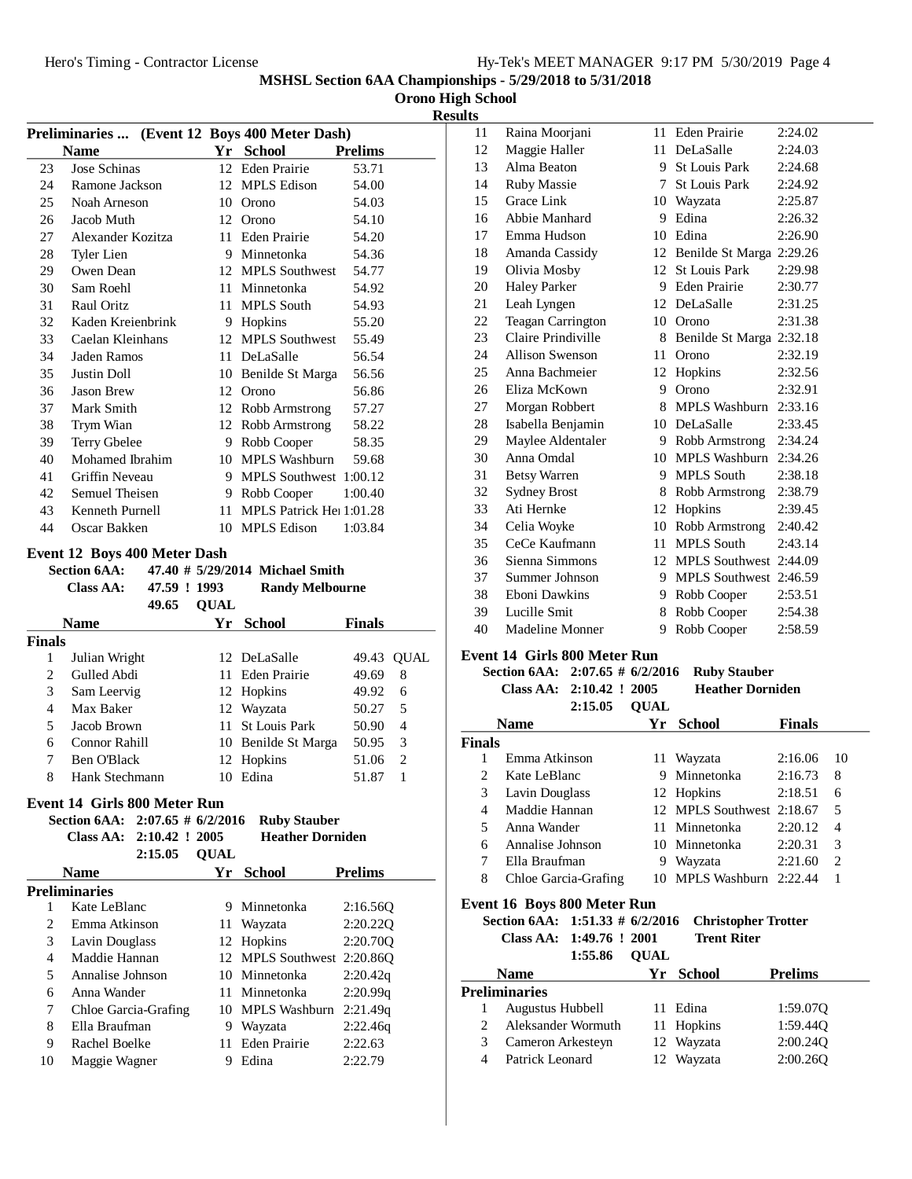## MSHSL Section 6AA Championships - 5/29/2018 to 5/31/2018

### Orono High School

### Results

**Preliminaries ... (Event 12 Boys 400 Meter Dash)**

| | Name | Yr | School | Prelims |
|---|---|---|---|---|
| 23 | Jose Schinas | 12 | Eden Prairie | 53.71 |
| 24 | Ramone Jackson | 12 | MPLS Edison | 54.00 |
| 25 | Noah Arneson | 10 | Orono | 54.03 |
| 26 | Jacob Muth | 12 | Orono | 54.10 |
| 27 | Alexander Kozitza | 11 | Eden Prairie | 54.20 |
| 28 | Tyler Lien | 9 | Minnetonka | 54.36 |
| 29 | Owen Dean | 12 | MPLS Southwest | 54.77 |
| 30 | Sam Roehl | 11 | Minnetonka | 54.92 |
| 31 | Raul Oritz | 11 | MPLS South | 54.93 |
| 32 | Kaden Kreienbrink | 9 | Hopkins | 55.20 |
| 33 | Caelan Kleinhans | 12 | MPLS Southwest | 55.49 |
| 34 | Jaden Ramos | 11 | DeLaSalle | 56.54 |
| 35 | Justin Doll | 10 | Benilde St Marga | 56.56 |
| 36 | Jason Brew | 12 | Orono | 56.86 |
| 37 | Mark Smith | 12 | Robb Armstrong | 57.27 |
| 38 | Trym Wian | 12 | Robb Armstrong | 58.22 |
| 39 | Terry Gbelee | 9 | Robb Cooper | 58.35 |
| 40 | Mohamed Ibrahim | 10 | MPLS Washburn | 59.68 |
| 41 | Griffin Neveau | 9 | MPLS Southwest | 1:00.12 |
| 42 | Semuel Theisen | 9 | Robb Cooper | 1:00.40 |
| 43 | Kenneth Purnell | 11 | MPLS Patrick Hei | 1:01.28 |
| 44 | Oscar Bakken | 10 | MPLS Edison | 1:03.84 |

**Event 12 Boys 400 Meter Dash**

Section 6AA: 47.40 # 5/29/2014 Michael Smith
Class AA: 47.59 ! 1993 Randy Melbourne
49.65 QUAL

| | Name | Yr | School | Finals | |
|---|---|---|---|---|---|
| **Finals** | | | | | |
| 1 | Julian Wright | 12 | DeLaSalle | 49.43 | QUAL |
| 2 | Gulled Abdi | 11 | Eden Prairie | 49.69 | 8 |
| 3 | Sam Leervig | 12 | Hopkins | 49.92 | 6 |
| 4 | Max Baker | 12 | Wayzata | 50.27 | 5 |
| 5 | Jacob Brown | 11 | St Louis Park | 50.90 | 4 |
| 6 | Connor Rahill | 10 | Benilde St Marga | 50.95 | 3 |
| 7 | Ben O'Black | 12 | Hopkins | 51.06 | 2 |
| 8 | Hank Stechmann | 10 | Edina | 51.87 | 1 |

**Event 14 Girls 800 Meter Run**

Section 6AA: 2:07.65 # 6/2/2016 Ruby Stauber
Class AA: 2:10.42 ! 2005 Heather Dorniden
2:15.05 QUAL

| | Name | Yr | School | Prelims |
|---|---|---|---|---|
| **Preliminaries** | | | | |
| 1 | Kate LeBlanc | 9 | Minnetonka | 2:16.56Q |
| 2 | Emma Atkinson | 11 | Wayzata | 2:20.22Q |
| 3 | Lavin Douglass | 12 | Hopkins | 2:20.70Q |
| 4 | Maddie Hannan | 12 | MPLS Southwest | 2:20.86Q |
| 5 | Annalise Johnson | 10 | Minnetonka | 2:20.42q |
| 6 | Anna Wander | 11 | Minnetonka | 2:20.99q |
| 7 | Chloe Garcia-Grafing | 10 | MPLS Washburn | 2:21.49q |
| 8 | Ella Braufman | 9 | Wayzata | 2:22.46q |
| 9 | Rachel Boelke | 11 | Eden Prairie | 2:22.63 |
| 10 | Maggie Wagner | 9 | Edina | 2:22.79 |
| 11 | Raina Moorjani | 11 | Eden Prairie | 2:24.02 |
| 12 | Maggie Haller | 11 | DeLaSalle | 2:24.03 |
| 13 | Alma Beaton | 9 | St Louis Park | 2:24.68 |
| 14 | Ruby Massie | 7 | St Louis Park | 2:24.92 |
| 15 | Grace Link | 10 | Wayzata | 2:25.87 |
| 16 | Abbie Manhard | 9 | Edina | 2:26.32 |
| 17 | Emma Hudson | 10 | Edina | 2:26.90 |
| 18 | Amanda Cassidy | 12 | Benilde St Marga | 2:29.26 |
| 19 | Olivia Mosby | 12 | St Louis Park | 2:29.98 |
| 20 | Haley Parker | 9 | Eden Prairie | 2:30.77 |
| 21 | Leah Lyngen | 12 | DeLaSalle | 2:31.25 |
| 22 | Teagan Carrington | 10 | Orono | 2:31.38 |
| 23 | Claire Prindiville | 8 | Benilde St Marga | 2:32.18 |
| 24 | Allison Swenson | 11 | Orono | 2:32.19 |
| 25 | Anna Bachmeier | 12 | Hopkins | 2:32.56 |
| 26 | Eliza McKown | 9 | Orono | 2:32.91 |
| 27 | Morgan Robbert | 8 | MPLS Washburn | 2:33.16 |
| 28 | Isabella Benjamin | 10 | DeLaSalle | 2:33.45 |
| 29 | Maylee Aldentaler | 9 | Robb Armstrong | 2:34.24 |
| 30 | Anna Omdal | 10 | MPLS Washburn | 2:34.26 |
| 31 | Betsy Warren | 9 | MPLS South | 2:38.18 |
| 32 | Sydney Brost | 8 | Robb Armstrong | 2:38.79 |
| 33 | Ati Hernke | 12 | Hopkins | 2:39.45 |
| 34 | Celia Woyke | 10 | Robb Armstrong | 2:40.42 |
| 35 | CeCe Kaufmann | 11 | MPLS South | 2:43.14 |
| 36 | Sienna Simmons | 12 | MPLS Southwest | 2:44.09 |
| 37 | Summer Johnson | 9 | MPLS Southwest | 2:46.59 |
| 38 | Eboni Dawkins | 9 | Robb Cooper | 2:53.51 |
| 39 | Lucille Smit | 8 | Robb Cooper | 2:54.38 |
| 40 | Madeline Monner | 9 | Robb Cooper | 2:58.59 |

**Event 14 Girls 800 Meter Run**

Section 6AA: 2:07.65 # 6/2/2016 Ruby Stauber
Class AA: 2:10.42 ! 2005 Heather Dorniden
2:15.05 QUAL

| | Name | Yr | School | Finals | |
|---|---|---|---|---|---|
| **Finals** | | | | | |
| 1 | Emma Atkinson | 11 | Wayzata | 2:16.06 | 10 |
| 2 | Kate LeBlanc | 9 | Minnetonka | 2:16.73 | 8 |
| 3 | Lavin Douglass | 12 | Hopkins | 2:18.51 | 6 |
| 4 | Maddie Hannan | 12 | MPLS Southwest | 2:18.67 | 5 |
| 5 | Anna Wander | 11 | Minnetonka | 2:20.12 | 4 |
| 6 | Annalise Johnson | 10 | Minnetonka | 2:20.31 | 3 |
| 7 | Ella Braufman | 9 | Wayzata | 2:21.60 | 2 |
| 8 | Chloe Garcia-Grafing | 10 | MPLS Washburn | 2:22.44 | 1 |

**Event 16 Boys 800 Meter Run**

Section 6AA: 1:51.33 # 6/2/2016 Christopher Trotter
Class AA: 1:49.76 ! 2001 Trent Riter
1:55.86 QUAL

| | Name | Yr | School | Prelims |
|---|---|---|---|---|
| **Preliminaries** | | | | |
| 1 | Augustus Hubbell | 11 | Edina | 1:59.07Q |
| 2 | Aleksander Wormuth | 11 | Hopkins | 1:59.44Q |
| 3 | Cameron Arkesteyn | 12 | Wayzata | 2:00.24Q |
| 4 | Patrick Leonard | 12 | Wayzata | 2:00.26Q |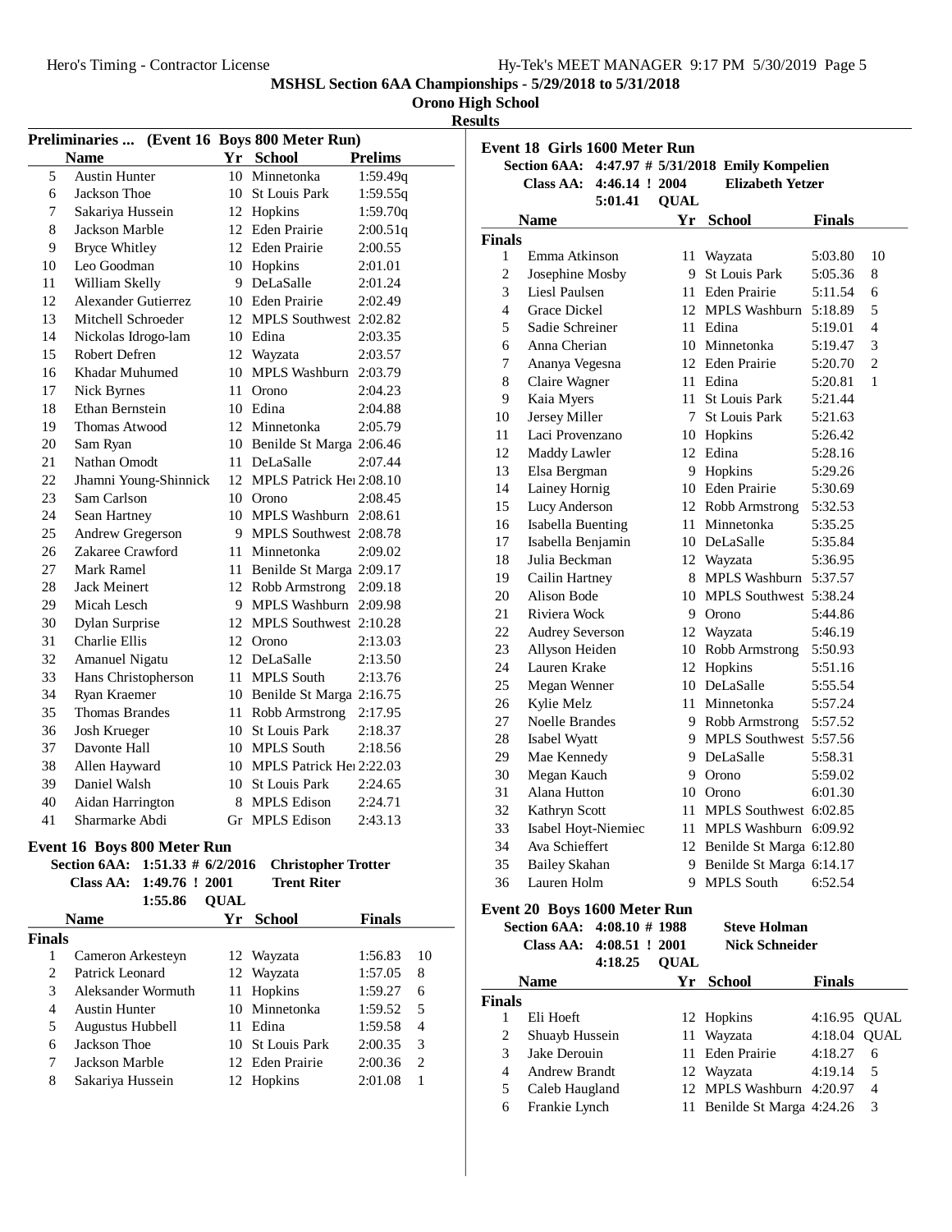**MSHSL Section 6AA Championships - 5/29/2018 to 5/31/2018**

**Orono High School**

**Results**

### Preliminaries ... (Event 16 Boys 800 Meter Run)

| | Name | Yr | School | Prelims |
|---|---|---|---|---|
| 5 | Austin Hunter | 10 | Minnetonka | 1:59.49q |
| 6 | Jackson Thoe | 10 | St Louis Park | 1:59.55q |
| 7 | Sakariya Hussein | 12 | Hopkins | 1:59.70q |
| 8 | Jackson Marble | 12 | Eden Prairie | 2:00.51q |
| 9 | Bryce Whitley | 12 | Eden Prairie | 2:00.55 |
| 10 | Leo Goodman | 10 | Hopkins | 2:01.01 |
| 11 | William Skelly | 9 | DeLaSalle | 2:01.24 |
| 12 | Alexander Gutierrez | 10 | Eden Prairie | 2:02.49 |
| 13 | Mitchell Schroeder | 12 | MPLS Southwest | 2:02.82 |
| 14 | Nickolas Idrogo-lam | 10 | Edina | 2:03.35 |
| 15 | Robert Defren | 12 | Wayzata | 2:03.57 |
| 16 | Khadar Muhumed | 10 | MPLS Washburn | 2:03.79 |
| 17 | Nick Byrnes | 11 | Orono | 2:04.23 |
| 18 | Ethan Bernstein | 10 | Edina | 2:04.88 |
| 19 | Thomas Atwood | 12 | Minnetonka | 2:05.79 |
| 20 | Sam Ryan | 10 | Benilde St Marga | 2:06.46 |
| 21 | Nathan Omodt | 11 | DeLaSalle | 2:07.44 |
| 22 | Jhamni Young-Shinnick | 12 | MPLS Patrick Hei | 2:08.10 |
| 23 | Sam Carlson | 10 | Orono | 2:08.45 |
| 24 | Sean Hartney | 10 | MPLS Washburn | 2:08.61 |
| 25 | Andrew Gregerson | 9 | MPLS Southwest | 2:08.78 |
| 26 | Zakaree Crawford | 11 | Minnetonka | 2:09.02 |
| 27 | Mark Ramel | 11 | Benilde St Marga | 2:09.17 |
| 28 | Jack Meinert | 12 | Robb Armstrong | 2:09.18 |
| 29 | Micah Lesch | 9 | MPLS Washburn | 2:09.98 |
| 30 | Dylan Surprise | 12 | MPLS Southwest | 2:10.28 |
| 31 | Charlie Ellis | 12 | Orono | 2:13.03 |
| 32 | Amanuel Nigatu | 12 | DeLaSalle | 2:13.50 |
| 33 | Hans Christopherson | 11 | MPLS South | 2:13.76 |
| 34 | Ryan Kraemer | 10 | Benilde St Marga | 2:16.75 |
| 35 | Thomas Brandes | 11 | Robb Armstrong | 2:17.95 |
| 36 | Josh Krueger | 10 | St Louis Park | 2:18.37 |
| 37 | Davonte Hall | 10 | MPLS South | 2:18.56 |
| 38 | Allen Hayward | 10 | MPLS Patrick Hei | 2:22.03 |
| 39 | Daniel Walsh | 10 | St Louis Park | 2:24.65 |
| 40 | Aidan Harrington | 8 | MPLS Edison | 2:24.71 |
| 41 | Sharmarke Abdi | Gr | MPLS Edison | 2:43.13 |

### Event 16 Boys 800 Meter Run

Section 6AA: 1:51.33 # 6/2/2016 Christopher Trotter
Class AA: 1:49.76 ! 2001 Trent Riter
1:55.86 QUAL

| | Name | Yr | School | Finals | |
|---|---|---|---|---|---|
| **Finals** | | | | | |
| 1 | Cameron Arkesteyn | 12 | Wayzata | 1:56.83 | 10 |
| 2 | Patrick Leonard | 12 | Wayzata | 1:57.05 | 8 |
| 3 | Aleksander Wormuth | 11 | Hopkins | 1:59.27 | 6 |
| 4 | Austin Hunter | 10 | Minnetonka | 1:59.52 | 5 |
| 5 | Augustus Hubbell | 11 | Edina | 1:59.58 | 4 |
| 6 | Jackson Thoe | 10 | St Louis Park | 2:00.35 | 3 |
| 7 | Jackson Marble | 12 | Eden Prairie | 2:00.36 | 2 |
| 8 | Sakariya Hussein | 12 | Hopkins | 2:01.08 | 1 |

### Event 18 Girls 1600 Meter Run

Section 6AA: 4:47.97 # 5/31/2018 Emily Kompelien
Class AA: 4:46.14 ! 2004 Elizabeth Yetzer
5:01.41 QUAL

| | Name | Yr | School | Finals | |
|---|---|---|---|---|---|
| **Finals** | | | | | |
| 1 | Emma Atkinson | 11 | Wayzata | 5:03.80 | 10 |
| 2 | Josephine Mosby | 9 | St Louis Park | 5:05.36 | 8 |
| 3 | Liesl Paulsen | 11 | Eden Prairie | 5:11.54 | 6 |
| 4 | Grace Dickel | 12 | MPLS Washburn | 5:18.89 | 5 |
| 5 | Sadie Schreiner | 11 | Edina | 5:19.01 | 4 |
| 6 | Anna Cherian | 10 | Minnetonka | 5:19.47 | 3 |
| 7 | Ananya Vegesna | 12 | Eden Prairie | 5:20.70 | 2 |
| 8 | Claire Wagner | 11 | Edina | 5:20.81 | 1 |
| 9 | Kaia Myers | 11 | St Louis Park | 5:21.44 | |
| 10 | Jersey Miller | 7 | St Louis Park | 5:21.63 | |
| 11 | Laci Provenzano | 10 | Hopkins | 5:26.42 | |
| 12 | Maddy Lawler | 12 | Edina | 5:28.16 | |
| 13 | Elsa Bergman | 9 | Hopkins | 5:29.26 | |
| 14 | Lainey Hornig | 10 | Eden Prairie | 5:30.69 | |
| 15 | Lucy Anderson | 12 | Robb Armstrong | 5:32.53 | |
| 16 | Isabella Buenting | 11 | Minnetonka | 5:35.25 | |
| 17 | Isabella Benjamin | 10 | DeLaSalle | 5:35.84 | |
| 18 | Julia Beckman | 12 | Wayzata | 5:36.95 | |
| 19 | Cailin Hartney | 8 | MPLS Washburn | 5:37.57 | |
| 20 | Alison Bode | 10 | MPLS Southwest | 5:38.24 | |
| 21 | Riviera Wock | 9 | Orono | 5:44.86 | |
| 22 | Audrey Severson | 12 | Wayzata | 5:46.19 | |
| 23 | Allyson Heiden | 10 | Robb Armstrong | 5:50.93 | |
| 24 | Lauren Krake | 12 | Hopkins | 5:51.16 | |
| 25 | Megan Wenner | 10 | DeLaSalle | 5:55.54 | |
| 26 | Kylie Melz | 11 | Minnetonka | 5:57.24 | |
| 27 | Noelle Brandes | 9 | Robb Armstrong | 5:57.52 | |
| 28 | Isabel Wyatt | 9 | MPLS Southwest | 5:57.56 | |
| 29 | Mae Kennedy | 9 | DeLaSalle | 5:58.31 | |
| 30 | Megan Kauch | 9 | Orono | 5:59.02 | |
| 31 | Alana Hutton | 10 | Orono | 6:01.30 | |
| 32 | Kathryn Scott | 11 | MPLS Southwest | 6:02.85 | |
| 33 | Isabel Hoyt-Niemiec | 11 | MPLS Washburn | 6:09.92 | |
| 34 | Ava Schieffert | 12 | Benilde St Marga | 6:12.80 | |
| 35 | Bailey Skahan | 9 | Benilde St Marga | 6:14.17 | |
| 36 | Lauren Holm | 9 | MPLS South | 6:52.54 | |

### Event 20 Boys 1600 Meter Run

Section 6AA: 4:08.10 # 1988 Steve Holman
Class AA: 4:08.51 ! 2001 Nick Schneider
4:18.25 QUAL

| | Name | Yr | School | Finals | |
|---|---|---|---|---|---|
| **Finals** | | | | | |
| 1 | Eli Hoeft | 12 | Hopkins | 4:16.95 | QUAL |
| 2 | Shuayb Hussein | 11 | Wayzata | 4:18.04 | QUAL |
| 3 | Jake Derouin | 11 | Eden Prairie | 4:18.27 | 6 |
| 4 | Andrew Brandt | 12 | Wayzata | 4:19.14 | 5 |
| 5 | Caleb Haugland | 12 | MPLS Washburn | 4:20.97 | 4 |
| 6 | Frankie Lynch | 11 | Benilde St Marga | 4:24.26 | 3 |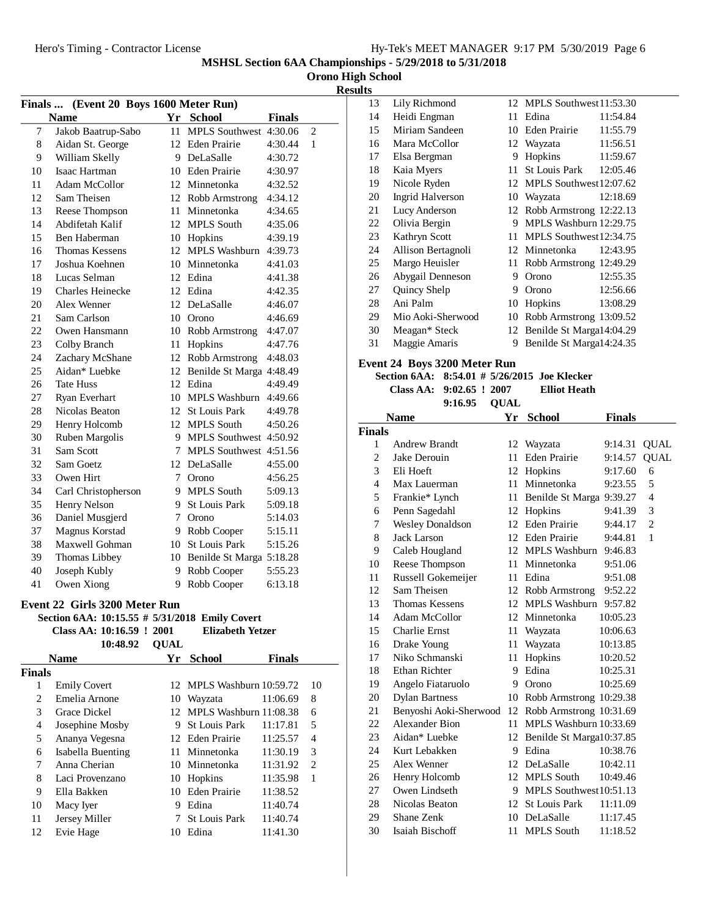# MSHSL Section 6AA Championships - 5/29/2018 to 5/31/2018

## Orono High School

### Results

**Finals ... (Event 20 Boys 1600 Meter Run)**

| | Name | Yr | School | Finals | |
|---|---|---|---|---|---|
| 7 | Jakob Baatrup-Sabo | 11 | MPLS Southwest | 4:30.06 | 2 |
| 8 | Aidan St. George | 12 | Eden Prairie | 4:30.44 | 1 |
| 9 | William Skelly | 9 | DeLaSalle | 4:30.72 | |
| 10 | Isaac Hartman | 10 | Eden Prairie | 4:30.97 | |
| 11 | Adam McCollor | 12 | Minnetonka | 4:32.52 | |
| 12 | Sam Theisen | 12 | Robb Armstrong | 4:34.12 | |
| 13 | Reese Thompson | 11 | Minnetonka | 4:34.65 | |
| 14 | Abdifetah Kalif | 12 | MPLS South | 4:35.06 | |
| 15 | Ben Haberman | 10 | Hopkins | 4:39.19 | |
| 16 | Thomas Kessens | 12 | MPLS Washburn | 4:39.73 | |
| 17 | Joshua Koehnen | 10 | Minnetonka | 4:41.03 | |
| 18 | Lucas Selman | 12 | Edina | 4:41.38 | |
| 19 | Charles Heinecke | 12 | Edina | 4:42.35 | |
| 20 | Alex Wenner | 12 | DeLaSalle | 4:46.07 | |
| 21 | Sam Carlson | 10 | Orono | 4:46.69 | |
| 22 | Owen Hansmann | 10 | Robb Armstrong | 4:47.07 | |
| 23 | Colby Branch | 11 | Hopkins | 4:47.76 | |
| 24 | Zachary McShane | 12 | Robb Armstrong | 4:48.03 | |
| 25 | Aidan* Luebke | 12 | Benilde St Marga | 4:48.49 | |
| 26 | Tate Huss | 12 | Edina | 4:49.49 | |
| 27 | Ryan Everhart | 10 | MPLS Washburn | 4:49.66 | |
| 28 | Nicolas Beaton | 12 | St Louis Park | 4:49.78 | |
| 29 | Henry Holcomb | 12 | MPLS South | 4:50.26 | |
| 30 | Ruben Margolis | 9 | MPLS Southwest | 4:50.92 | |
| 31 | Sam Scott | 7 | MPLS Southwest | 4:51.56 | |
| 32 | Sam Goetz | 12 | DeLaSalle | 4:55.00 | |
| 33 | Owen Hirt | 7 | Orono | 4:56.25 | |
| 34 | Carl Christopherson | 9 | MPLS South | 5:09.13 | |
| 35 | Henry Nelson | 9 | St Louis Park | 5:09.18 | |
| 36 | Daniel Musgjerd | 7 | Orono | 5:14.03 | |
| 37 | Magnus Korstad | 9 | Robb Cooper | 5:15.11 | |
| 38 | Maxwell Gohman | 10 | St Louis Park | 5:15.26 | |
| 39 | Thomas Libbey | 10 | Benilde St Marga | 5:18.28 | |
| 40 | Joseph Kubly | 9 | Robb Cooper | 5:55.23 | |
| 41 | Owen Xiong | 9 | Robb Cooper | 6:13.18 | |

**Event 22 Girls 3200 Meter Run**

Section 6AA: 10:15.55 # 5/31/2018 Emily Covert
Class AA: 10:16.59 ! 2001 Elizabeth Yetzer
10:48.92 QUAL

**Finals**

| | Name | Yr | School | Finals | |
|---|---|---|---|---|---|
| 1 | Emily Covert | 12 | MPLS Washburn | 10:59.72 | 10 |
| 2 | Emelia Arnone | 10 | Wayzata | 11:06.69 | 8 |
| 3 | Grace Dickel | 12 | MPLS Washburn | 11:08.38 | 6 |
| 4 | Josephine Mosby | 9 | St Louis Park | 11:17.81 | 5 |
| 5 | Ananya Vegesna | 12 | Eden Prairie | 11:25.57 | 4 |
| 6 | Isabella Buenting | 11 | Minnetonka | 11:30.19 | 3 |
| 7 | Anna Cherian | 10 | Minnetonka | 11:31.92 | 2 |
| 8 | Laci Provenzano | 10 | Hopkins | 11:35.98 | 1 |
| 9 | Ella Bakken | 10 | Eden Prairie | 11:38.52 | |
| 10 | Macy Iyer | 9 | Edina | 11:40.74 | |
| 11 | Jersey Miller | 7 | St Louis Park | 11:40.74 | |
| 12 | Evie Hage | 10 | Edina | 11:41.30 | |
| 13 | Lily Richmond | 12 | MPLS Southwest | 11:53.30 | |
| 14 | Heidi Engman | 11 | Edina | 11:54.84 | |
| 15 | Miriam Sandeen | 10 | Eden Prairie | 11:55.79 | |
| 16 | Mara McCollor | 12 | Wayzata | 11:56.51 | |
| 17 | Elsa Bergman | 9 | Hopkins | 11:59.67 | |
| 18 | Kaia Myers | 11 | St Louis Park | 12:05.46 | |
| 19 | Nicole Ryden | 12 | MPLS Southwest | 12:07.62 | |
| 20 | Ingrid Halverson | 10 | Wayzata | 12:18.69 | |
| 21 | Lucy Anderson | 12 | Robb Armstrong | 12:22.13 | |
| 22 | Olivia Bergin | 9 | MPLS Washburn | 12:29.75 | |
| 23 | Kathryn Scott | 11 | MPLS Southwest | 12:34.75 | |
| 24 | Allison Bertagnoli | 12 | Minnetonka | 12:43.95 | |
| 25 | Margo Heuisler | 11 | Robb Armstrong | 12:49.29 | |
| 26 | Abygail Denneson | 9 | Orono | 12:55.35 | |
| 27 | Quincy Shelp | 9 | Orono | 12:56.66 | |
| 28 | Ani Palm | 10 | Hopkins | 13:08.29 | |
| 29 | Mio Aoki-Sherwood | 10 | Robb Armstrong | 13:09.52 | |
| 30 | Meagan* Steck | 12 | Benilde St Marga | 14:04.29 | |
| 31 | Maggie Amaris | 9 | Benilde St Marga | 14:24.35 | |

**Event 24 Boys 3200 Meter Run**

Section 6AA: 8:54.01 # 5/26/2015 Joe Klecker
Class AA: 9:02.65 ! 2007 Elliot Heath
9:16.95 QUAL

**Finals**

| | Name | Yr | School | Finals | |
|---|---|---|---|---|---|
| 1 | Andrew Brandt | 12 | Wayzata | 9:14.31 | QUAL |
| 2 | Jake Derouin | 11 | Eden Prairie | 9:14.57 | QUAL |
| 3 | Eli Hoeft | 12 | Hopkins | 9:17.60 | 6 |
| 4 | Max Lauerman | 11 | Minnetonka | 9:23.55 | 5 |
| 5 | Frankie* Lynch | 11 | Benilde St Marga | 9:39.27 | 4 |
| 6 | Penn Sagedahl | 12 | Hopkins | 9:41.39 | 3 |
| 7 | Wesley Donaldson | 12 | Eden Prairie | 9:44.17 | 2 |
| 8 | Jack Larson | 12 | Eden Prairie | 9:44.81 | 1 |
| 9 | Caleb Hougland | 12 | MPLS Washburn | 9:46.83 | |
| 10 | Reese Thompson | 11 | Minnetonka | 9:51.06 | |
| 11 | Russell Gokemeijer | 11 | Edina | 9:51.08 | |
| 12 | Sam Theisen | 12 | Robb Armstrong | 9:52.22 | |
| 13 | Thomas Kessens | 12 | MPLS Washburn | 9:57.82 | |
| 14 | Adam McCollor | 12 | Minnetonka | 10:05.23 | |
| 15 | Charlie Ernst | 11 | Wayzata | 10:06.63 | |
| 16 | Drake Young | 11 | Wayzata | 10:13.85 | |
| 17 | Niko Schmanski | 11 | Hopkins | 10:20.52 | |
| 18 | Ethan Richter | 9 | Edina | 10:25.31 | |
| 19 | Angelo Fiataruolo | 9 | Orono | 10:25.69 | |
| 20 | Dylan Bartness | 10 | Robb Armstrong | 10:29.38 | |
| 21 | Benyoshi Aoki-Sherwood | 12 | Robb Armstrong | 10:31.69 | |
| 22 | Alexander Bion | 11 | MPLS Washburn | 10:33.69 | |
| 23 | Aidan* Luebke | 12 | Benilde St Marga | 10:37.85 | |
| 24 | Kurt Lebakken | 9 | Edina | 10:38.76 | |
| 25 | Alex Wenner | 12 | DeLaSalle | 10:42.11 | |
| 26 | Henry Holcomb | 12 | MPLS South | 10:49.46 | |
| 27 | Owen Lindseth | 9 | MPLS Southwest | 10:51.13 | |
| 28 | Nicolas Beaton | 12 | St Louis Park | 11:11.09 | |
| 29 | Shane Zenk | 10 | DeLaSalle | 11:17.45 | |
| 30 | Isaiah Bischoff | 11 | MPLS South | 11:18.52 | |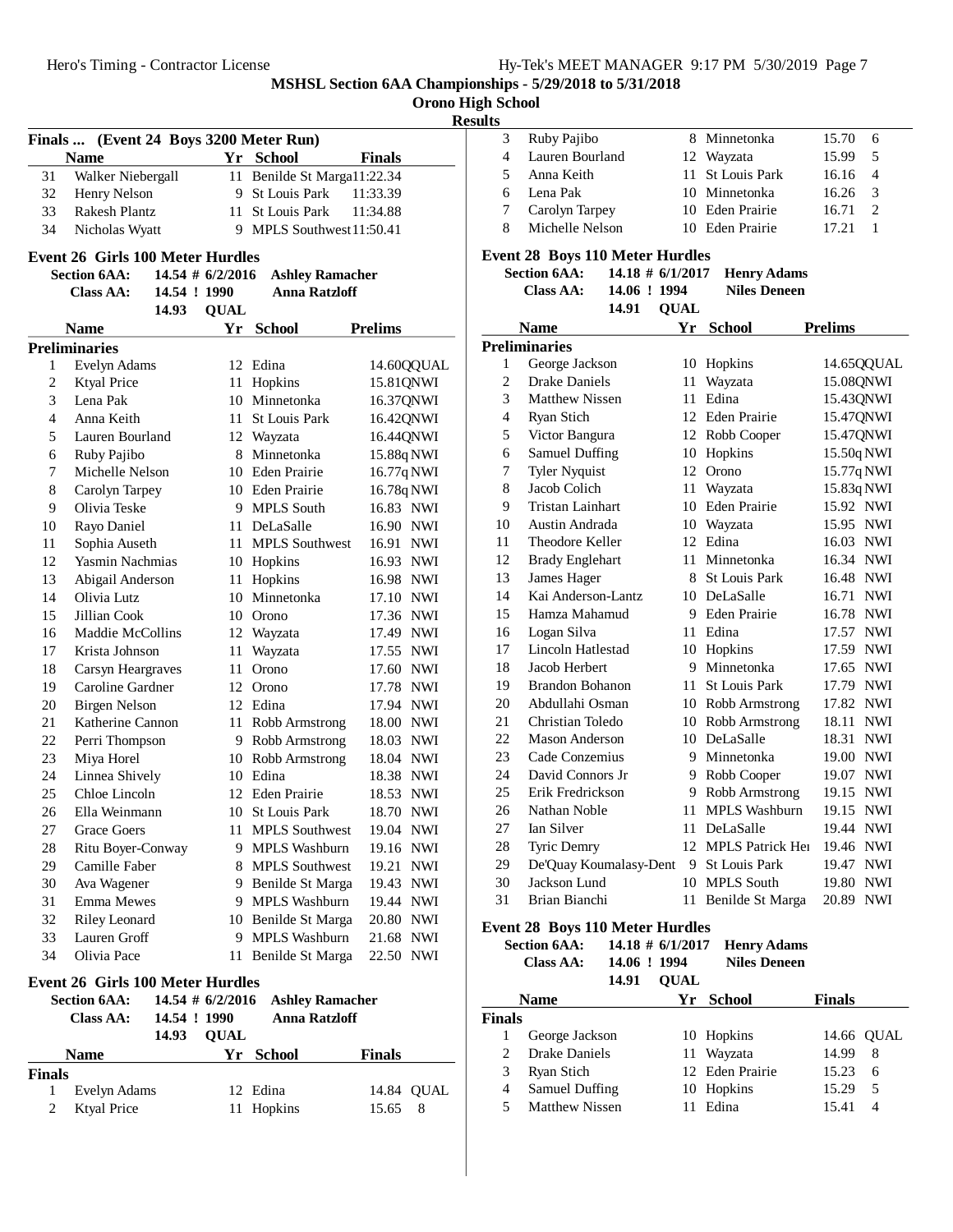## MSHSL Section 6AA Championships - 5/29/2018 to 5/31/2018

**Orono High School**

**Results**

### Finals ... (Event 24 Boys 3200 Meter Run)

| | Name | Yr | School | Finals |
|---|---|---|---|---|
| 31 | Walker Niebergall | 11 | Benilde St Marga | 11:22.34 |
| 32 | Henry Nelson | 9 | St Louis Park | 11:33.39 |
| 33 | Rakesh Plantz | 11 | St Louis Park | 11:34.88 |
| 34 | Nicholas Wyatt | 9 | MPLS Southwest | 11:50.41 |

### Event 26 Girls 100 Meter Hurdles

**Section 6AA:** 14.54 # 6/2/2016 **Ashley Ramacher**
**Class AA:** 14.54 ! 1990 **Anna Ratzloff**
14.93 **QUAL**

**Preliminaries**

| | Name | Yr | School | Prelims | |
|---|---|---|---|---|---|
| 1 | Evelyn Adams | 12 | Edina | 14.60Q | QUAL |
| 2 | Ktyal Price | 11 | Hopkins | 15.81Q | NWI |
| 3 | Lena Pak | 10 | Minnetonka | 16.37Q | NWI |
| 4 | Anna Keith | 11 | St Louis Park | 16.42Q | NWI |
| 5 | Lauren Bourland | 12 | Wayzata | 16.44Q | NWI |
| 6 | Ruby Pajibo | 8 | Minnetonka | 15.88q | NWI |
| 7 | Michelle Nelson | 10 | Eden Prairie | 16.77q | NWI |
| 8 | Carolyn Tarpey | 10 | Eden Prairie | 16.78q | NWI |
| 9 | Olivia Teske | 9 | MPLS South | 16.83 | NWI |
| 10 | Rayo Daniel | 11 | DeLaSalle | 16.90 | NWI |
| 11 | Sophia Auseth | 11 | MPLS Southwest | 16.91 | NWI |
| 12 | Yasmin Nachmias | 10 | Hopkins | 16.93 | NWI |
| 13 | Abigail Anderson | 11 | Hopkins | 16.98 | NWI |
| 14 | Olivia Lutz | 10 | Minnetonka | 17.10 | NWI |
| 15 | Jillian Cook | 10 | Orono | 17.36 | NWI |
| 16 | Maddie McCollins | 12 | Wayzata | 17.49 | NWI |
| 17 | Krista Johnson | 11 | Wayzata | 17.55 | NWI |
| 18 | Carsyn Heargraves | 11 | Orono | 17.60 | NWI |
| 19 | Caroline Gardner | 12 | Orono | 17.78 | NWI |
| 20 | Birgen Nelson | 12 | Edina | 17.94 | NWI |
| 21 | Katherine Cannon | 11 | Robb Armstrong | 18.00 | NWI |
| 22 | Perri Thompson | 9 | Robb Armstrong | 18.03 | NWI |
| 23 | Miya Horel | 10 | Robb Armstrong | 18.04 | NWI |
| 24 | Linnea Shively | 10 | Edina | 18.38 | NWI |
| 25 | Chloe Lincoln | 12 | Eden Prairie | 18.53 | NWI |
| 26 | Ella Weinmann | 10 | St Louis Park | 18.70 | NWI |
| 27 | Grace Goers | 11 | MPLS Southwest | 19.04 | NWI |
| 28 | Ritu Boyer-Conway | 9 | MPLS Washburn | 19.16 | NWI |
| 29 | Camille Faber | 8 | MPLS Southwest | 19.21 | NWI |
| 30 | Ava Wagener | 9 | Benilde St Marga | 19.43 | NWI |
| 31 | Emma Mewes | 9 | MPLS Washburn | 19.44 | NWI |
| 32 | Riley Leonard | 10 | Benilde St Marga | 20.80 | NWI |
| 33 | Lauren Groff | 9 | MPLS Washburn | 21.68 | NWI |
| 34 | Olivia Pace | 11 | Benilde St Marga | 22.50 | NWI |

### Event 26 Girls 100 Meter Hurdles

**Section 6AA:** 14.54 # 6/2/2016 **Ashley Ramacher**
**Class AA:** 14.54 ! 1990 **Anna Ratzloff**
14.93 **QUAL**

**Finals**

| | Name | Yr | School | Finals | |
|---|---|---|---|---|---|
| 1 | Evelyn Adams | 12 | Edina | 14.84 | QUAL |
| 2 | Ktyal Price | 11 | Hopkins | 15.65 | 8 |
| 3 | Ruby Pajibo | 8 | Minnetonka | 15.70 | 6 |
| 4 | Lauren Bourland | 12 | Wayzata | 15.99 | 5 |
| 5 | Anna Keith | 11 | St Louis Park | 16.16 | 4 |
| 6 | Lena Pak | 10 | Minnetonka | 16.26 | 3 |
| 7 | Carolyn Tarpey | 10 | Eden Prairie | 16.71 | 2 |
| 8 | Michelle Nelson | 10 | Eden Prairie | 17.21 | 1 |

### Event 28 Boys 110 Meter Hurdles

**Section 6AA:** 14.18 # 6/1/2017 **Henry Adams**
**Class AA:** 14.06 ! 1994 **Niles Deneen**
14.91 **QUAL**

**Preliminaries**

| | Name | Yr | School | Prelims | |
|---|---|---|---|---|---|
| 1 | George Jackson | 10 | Hopkins | 14.65Q | QUAL |
| 2 | Drake Daniels | 11 | Wayzata | 15.08Q | NWI |
| 3 | Matthew Nissen | 11 | Edina | 15.43Q | NWI |
| 4 | Ryan Stich | 12 | Eden Prairie | 15.47Q | NWI |
| 5 | Victor Bangura | 12 | Robb Cooper | 15.47Q | NWI |
| 6 | Samuel Duffing | 10 | Hopkins | 15.50q | NWI |
| 7 | Tyler Nyquist | 12 | Orono | 15.77q | NWI |
| 8 | Jacob Colich | 11 | Wayzata | 15.83q | NWI |
| 9 | Tristan Lainhart | 10 | Eden Prairie | 15.92 | NWI |
| 10 | Austin Andrada | 10 | Wayzata | 15.95 | NWI |
| 11 | Theodore Keller | 12 | Edina | 16.03 | NWI |
| 12 | Brady Englehart | 11 | Minnetonka | 16.34 | NWI |
| 13 | James Hager | 8 | St Louis Park | 16.48 | NWI |
| 14 | Kai Anderson-Lantz | 10 | DeLaSalle | 16.71 | NWI |
| 15 | Hamza Mahamud | 9 | Eden Prairie | 16.78 | NWI |
| 16 | Logan Silva | 11 | Edina | 17.57 | NWI |
| 17 | Lincoln Hatlestad | 10 | Hopkins | 17.59 | NWI |
| 18 | Jacob Herbert | 9 | Minnetonka | 17.65 | NWI |
| 19 | Brandon Bohanon | 11 | St Louis Park | 17.79 | NWI |
| 20 | Abdullahi Osman | 10 | Robb Armstrong | 17.82 | NWI |
| 21 | Christian Toledo | 10 | Robb Armstrong | 18.11 | NWI |
| 22 | Mason Anderson | 10 | DeLaSalle | 18.31 | NWI |
| 23 | Cade Conzemius | 9 | Minnetonka | 19.00 | NWI |
| 24 | David Connors Jr | 9 | Robb Cooper | 19.07 | NWI |
| 25 | Erik Fredrickson | 9 | Robb Armstrong | 19.15 | NWI |
| 26 | Nathan Noble | 11 | MPLS Washburn | 19.15 | NWI |
| 27 | Ian Silver | 11 | DeLaSalle | 19.44 | NWI |
| 28 | Tyric Demry | 12 | MPLS Patrick Her | 19.46 | NWI |
| 29 | De'Quay Koumalasy-Dent | 9 | St Louis Park | 19.47 | NWI |
| 30 | Jackson Lund | 10 | MPLS South | 19.80 | NWI |
| 31 | Brian Bianchi | 11 | Benilde St Marga | 20.89 | NWI |

### Event 28 Boys 110 Meter Hurdles

**Section 6AA:** 14.18 # 6/1/2017 **Henry Adams**
**Class AA:** 14.06 ! 1994 **Niles Deneen**
14.91 **QUAL**

**Finals**

| | Name | Yr | School | Finals | |
|---|---|---|---|---|---|
| 1 | George Jackson | 10 | Hopkins | 14.66 | QUAL |
| 2 | Drake Daniels | 11 | Wayzata | 14.99 | 8 |
| 3 | Ryan Stich | 12 | Eden Prairie | 15.23 | 6 |
| 4 | Samuel Duffing | 10 | Hopkins | 15.29 | 5 |
| 5 | Matthew Nissen | 11 | Edina | 15.41 | 4 |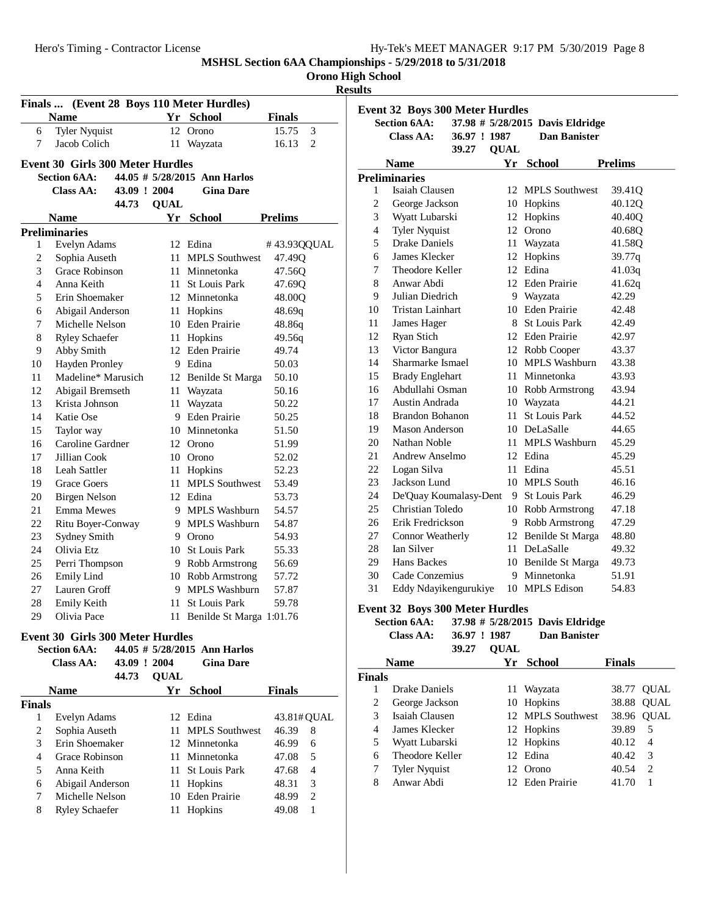## MSHSL Section 6AA Championships - 5/29/2018 to 5/31/2018

**Orono High School**

**Results**

### Finals ... (Event 28 Boys 110 Meter Hurdles)

| | Name | Yr | School | Finals | |
|---|---|---|---|---|---|
| 6 | Tyler Nyquist | 12 | Orono | 15.75 | 3 |
| 7 | Jacob Colich | 11 | Wayzata | 16.13 | 2 |

### Event 30 Girls 300 Meter Hurdles

**Section 6AA:** 44.05 # 5/28/2015 Ann Harlos
**Class AA:** 43.09 ! 2004 Gina Dare
44.73 QUAL

| | Name | Yr | School | Prelims |
|---|---|---|---|---|
| **Preliminaries** | | | | |
| 1 | Evelyn Adams | 12 | Edina | # 43.93QQUAL |
| 2 | Sophia Auseth | 11 | MPLS Southwest | 47.49Q |
| 3 | Grace Robinson | 11 | Minnetonka | 47.56Q |
| 4 | Anna Keith | 11 | St Louis Park | 47.69Q |
| 5 | Erin Shoemaker | 12 | Minnetonka | 48.00Q |
| 6 | Abigail Anderson | 11 | Hopkins | 48.69q |
| 7 | Michelle Nelson | 10 | Eden Prairie | 48.86q |
| 8 | Ryley Schaefer | 11 | Hopkins | 49.56q |
| 9 | Abby Smith | 12 | Eden Prairie | 49.74 |
| 10 | Hayden Pronley | 9 | Edina | 50.03 |
| 11 | Madeline* Marusich | 12 | Benilde St Marga | 50.10 |
| 12 | Abigail Bremseth | 11 | Wayzata | 50.16 |
| 13 | Krista Johnson | 11 | Wayzata | 50.22 |
| 14 | Katie Ose | 9 | Eden Prairie | 50.25 |
| 15 | Taylor way | 10 | Minnetonka | 51.50 |
| 16 | Caroline Gardner | 12 | Orono | 51.99 |
| 17 | Jillian Cook | 10 | Orono | 52.02 |
| 18 | Leah Sattler | 11 | Hopkins | 52.23 |
| 19 | Grace Goers | 11 | MPLS Southwest | 53.49 |
| 20 | Birgen Nelson | 12 | Edina | 53.73 |
| 21 | Emma Mewes | 9 | MPLS Washburn | 54.57 |
| 22 | Ritu Boyer-Conway | 9 | MPLS Washburn | 54.87 |
| 23 | Sydney Smith | 9 | Orono | 54.93 |
| 24 | Olivia Etz | 10 | St Louis Park | 55.33 |
| 25 | Perri Thompson | 9 | Robb Armstrong | 56.69 |
| 26 | Emily Lind | 10 | Robb Armstrong | 57.72 |
| 27 | Lauren Groff | 9 | MPLS Washburn | 57.87 |
| 28 | Emily Keith | 11 | St Louis Park | 59.78 |
| 29 | Olivia Pace | 11 | Benilde St Marga | 1:01.76 |

### Event 30 Girls 300 Meter Hurdles

**Section 6AA:** 44.05 # 5/28/2015 Ann Harlos
**Class AA:** 43.09 ! 2004 Gina Dare
44.73 QUAL

| | Name | Yr | School | Finals | |
|---|---|---|---|---|---|
| **Finals** | | | | | |
| 1 | Evelyn Adams | 12 | Edina | 43.81# | QUAL |
| 2 | Sophia Auseth | 11 | MPLS Southwest | 46.39 | 8 |
| 3 | Erin Shoemaker | 12 | Minnetonka | 46.99 | 6 |
| 4 | Grace Robinson | 11 | Minnetonka | 47.08 | 5 |
| 5 | Anna Keith | 11 | St Louis Park | 47.68 | 4 |
| 6 | Abigail Anderson | 11 | Hopkins | 48.31 | 3 |
| 7 | Michelle Nelson | 10 | Eden Prairie | 48.99 | 2 |
| 8 | Ryley Schaefer | 11 | Hopkins | 49.08 | 1 |

### Event 32 Boys 300 Meter Hurdles

**Section 6AA:** 37.98 # 5/28/2015 Davis Eldridge
**Class AA:** 36.97 ! 1987 Dan Banister
39.27 QUAL

| | Name | Yr | School | Prelims |
|---|---|---|---|---|
| **Preliminaries** | | | | |
| 1 | Isaiah Clausen | 12 | MPLS Southwest | 39.41Q |
| 2 | George Jackson | 10 | Hopkins | 40.12Q |
| 3 | Wyatt Lubarski | 12 | Hopkins | 40.40Q |
| 4 | Tyler Nyquist | 12 | Orono | 40.68Q |
| 5 | Drake Daniels | 11 | Wayzata | 41.58Q |
| 6 | James Klecker | 12 | Hopkins | 39.77q |
| 7 | Theodore Keller | 12 | Edina | 41.03q |
| 8 | Anwar Abdi | 12 | Eden Prairie | 41.62q |
| 9 | Julian Diedrich | 9 | Wayzata | 42.29 |
| 10 | Tristan Lainhart | 10 | Eden Prairie | 42.48 |
| 11 | James Hager | 8 | St Louis Park | 42.49 |
| 12 | Ryan Stich | 12 | Eden Prairie | 42.97 |
| 13 | Victor Bangura | 12 | Robb Cooper | 43.37 |
| 14 | Sharmarke Ismael | 10 | MPLS Washburn | 43.38 |
| 15 | Brady Englehart | 11 | Minnetonka | 43.93 |
| 16 | Abdullahi Osman | 10 | Robb Armstrong | 43.94 |
| 17 | Austin Andrada | 10 | Wayzata | 44.21 |
| 18 | Brandon Bohanon | 11 | St Louis Park | 44.52 |
| 19 | Mason Anderson | 10 | DeLaSalle | 44.65 |
| 20 | Nathan Noble | 11 | MPLS Washburn | 45.29 |
| 21 | Andrew Anselmo | 12 | Edina | 45.29 |
| 22 | Logan Silva | 11 | Edina | 45.51 |
| 23 | Jackson Lund | 10 | MPLS South | 46.16 |
| 24 | De'Quay Koumalasy-Dent | 9 | St Louis Park | 46.29 |
| 25 | Christian Toledo | 10 | Robb Armstrong | 47.18 |
| 26 | Erik Fredrickson | 9 | Robb Armstrong | 47.29 |
| 27 | Connor Weatherly | 12 | Benilde St Marga | 48.80 |
| 28 | Ian Silver | 11 | DeLaSalle | 49.32 |
| 29 | Hans Backes | 10 | Benilde St Marga | 49.73 |
| 30 | Cade Conzemius | 9 | Minnetonka | 51.91 |
| 31 | Eddy Ndayikengurukiye | 10 | MPLS Edison | 54.83 |

### Event 32 Boys 300 Meter Hurdles

**Section 6AA:** 37.98 # 5/28/2015 Davis Eldridge
**Class AA:** 36.97 ! 1987 Dan Banister
39.27 QUAL

| | Name | Yr | School | Finals | |
|---|---|---|---|---|---|
| **Finals** | | | | | |
| 1 | Drake Daniels | 11 | Wayzata | 38.77 | QUAL |
| 2 | George Jackson | 10 | Hopkins | 38.88 | QUAL |
| 3 | Isaiah Clausen | 12 | MPLS Southwest | 38.96 | QUAL |
| 4 | James Klecker | 12 | Hopkins | 39.89 | 5 |
| 5 | Wyatt Lubarski | 12 | Hopkins | 40.12 | 4 |
| 6 | Theodore Keller | 12 | Edina | 40.42 | 3 |
| 7 | Tyler Nyquist | 12 | Orono | 40.54 | 2 |
| 8 | Anwar Abdi | 12 | Eden Prairie | 41.70 | 1 |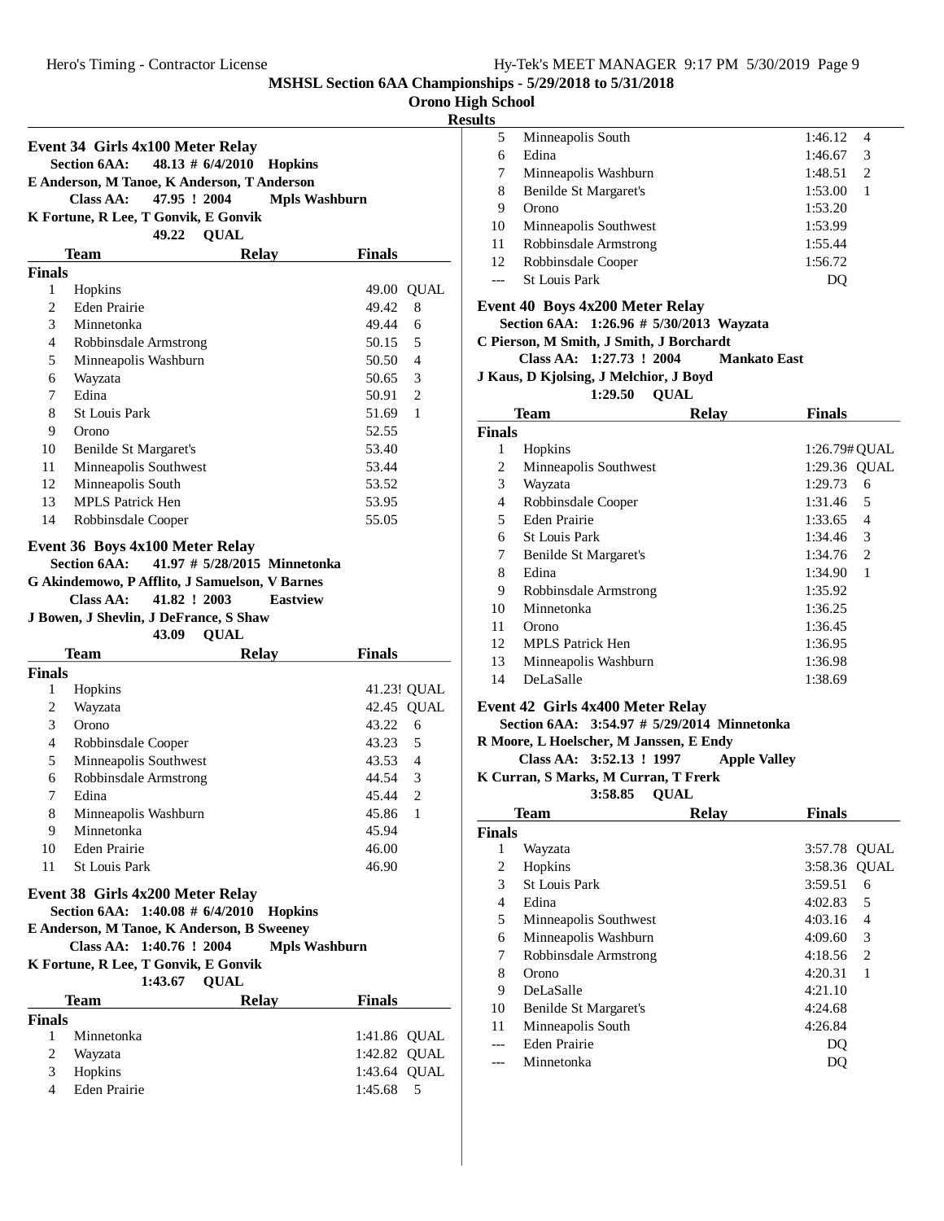## Event 34 Girls 4x100 Meter Relay

**Section 6AA: 48.13 # 6/4/2010 Hopkins**
**E Anderson, M Tanoe, K Anderson, T Anderson**
**Class AA: 47.95 ! 2004 Mpls Washburn**
**K Fortune, R Lee, T Gonvik, E Gonvik**
**49.22 QUAL**

| | Team | Relay | Finals | |
|---|---|---|---|---|
| **Finals** | | | | |
| 1 | Hopkins | | 49.00 | QUAL |
| 2 | Eden Prairie | | 49.42 | 8 |
| 3 | Minnetonka | | 49.44 | 6 |
| 4 | Robbinsdale Armstrong | | 50.15 | 5 |
| 5 | Minneapolis Washburn | | 50.50 | 4 |
| 6 | Wayzata | | 50.65 | 3 |
| 7 | Edina | | 50.91 | 2 |
| 8 | St Louis Park | | 51.69 | 1 |
| 9 | Orono | | 52.55 | |
| 10 | Benilde St Margaret's | | 53.40 | |
| 11 | Minneapolis Southwest | | 53.44 | |
| 12 | Minneapolis South | | 53.52 | |
| 13 | MPLS Patrick Hen | | 53.95 | |
| 14 | Robbinsdale Cooper | | 55.05 | |

## Event 36 Boys 4x100 Meter Relay

**Section 6AA: 41.97 # 5/28/2015 Minnetonka**
**G Akindemowo, P Afflito, J Samuelson, V Barnes**
**Class AA: 41.82 ! 2003 Eastview**
**J Bowen, J Shevlin, J DeFrance, S Shaw**
**43.09 QUAL**

| | Team | Relay | Finals | |
|---|---|---|---|---|
| **Finals** | | | | |
| 1 | Hopkins | | 41.23! | QUAL |
| 2 | Wayzata | | 42.45 | QUAL |
| 3 | Orono | | 43.22 | 6 |
| 4 | Robbinsdale Cooper | | 43.23 | 5 |
| 5 | Minneapolis Southwest | | 43.53 | 4 |
| 6 | Robbinsdale Armstrong | | 44.54 | 3 |
| 7 | Edina | | 45.44 | 2 |
| 8 | Minneapolis Washburn | | 45.86 | 1 |
| 9 | Minnetonka | | 45.94 | |
| 10 | Eden Prairie | | 46.00 | |
| 11 | St Louis Park | | 46.90 | |

## Event 38 Girls 4x200 Meter Relay

**Section 6AA: 1:40.08 # 6/4/2010 Hopkins**
**E Anderson, M Tanoe, K Anderson, B Sweeney**
**Class AA: 1:40.76 ! 2004 Mpls Washburn**
**K Fortune, R Lee, T Gonvik, E Gonvik**
**1:43.67 QUAL**

| | Team | Relay | Finals | |
|---|---|---|---|---|
| **Finals** | | | | |
| 1 | Minnetonka | | 1:41.86 | QUAL |
| 2 | Wayzata | | 1:42.82 | QUAL |
| 3 | Hopkins | | 1:43.64 | QUAL |
| 4 | Eden Prairie | | 1:45.68 | 5 |
| 5 | Minneapolis South | | 1:46.12 | 4 |
| 6 | Edina | | 1:46.67 | 3 |
| 7 | Minneapolis Washburn | | 1:48.51 | 2 |
| 8 | Benilde St Margaret's | | 1:53.00 | 1 |
| 9 | Orono | | 1:53.20 | |
| 10 | Minneapolis Southwest | | 1:53.99 | |
| 11 | Robbinsdale Armstrong | | 1:55.44 | |
| 12 | Robbinsdale Cooper | | 1:56.72 | |
| --- | St Louis Park | | DQ | |

## Event 40 Boys 4x200 Meter Relay

**Section 6AA: 1:26.96 # 5/30/2013 Wayzata**
**C Pierson, M Smith, J Smith, J Borchardt**
**Class AA: 1:27.73 ! 2004 Mankato East**
**J Kaus, D Kjolsing, J Melchior, J Boyd**
**1:29.50 QUAL**

| | Team | Relay | Finals | |
|---|---|---|---|---|
| **Finals** | | | | |
| 1 | Hopkins | | 1:26.79# | QUAL |
| 2 | Minneapolis Southwest | | 1:29.36 | QUAL |
| 3 | Wayzata | | 1:29.73 | 6 |
| 4 | Robbinsdale Cooper | | 1:31.46 | 5 |
| 5 | Eden Prairie | | 1:33.65 | 4 |
| 6 | St Louis Park | | 1:34.46 | 3 |
| 7 | Benilde St Margaret's | | 1:34.76 | 2 |
| 8 | Edina | | 1:34.90 | 1 |
| 9 | Robbinsdale Armstrong | | 1:35.92 | |
| 10 | Minnetonka | | 1:36.25 | |
| 11 | Orono | | 1:36.45 | |
| 12 | MPLS Patrick Hen | | 1:36.95 | |
| 13 | Minneapolis Washburn | | 1:36.98 | |
| 14 | DeLaSalle | | 1:38.69 | |

## Event 42 Girls 4x400 Meter Relay

**Section 6AA: 3:54.97 # 5/29/2014 Minnetonka**
**R Moore, L Hoelscher, M Janssen, E Endy**
**Class AA: 3:52.13 ! 1997 Apple Valley**
**K Curran, S Marks, M Curran, T Frerk**
**3:58.85 QUAL**

| | Team | Relay | Finals | |
|---|---|---|---|---|
| **Finals** | | | | |
| 1 | Wayzata | | 3:57.78 | QUAL |
| 2 | Hopkins | | 3:58.36 | QUAL |
| 3 | St Louis Park | | 3:59.51 | 6 |
| 4 | Edina | | 4:02.83 | 5 |
| 5 | Minneapolis Southwest | | 4:03.16 | 4 |
| 6 | Minneapolis Washburn | | 4:09.60 | 3 |
| 7 | Robbinsdale Armstrong | | 4:18.56 | 2 |
| 8 | Orono | | 4:20.31 | 1 |
| 9 | DeLaSalle | | 4:21.10 | |
| 10 | Benilde St Margaret's | | 4:24.68 | |
| 11 | Minneapolis South | | 4:26.84 | |
| --- | Eden Prairie | | DQ | |
| --- | Minnetonka | | DQ | |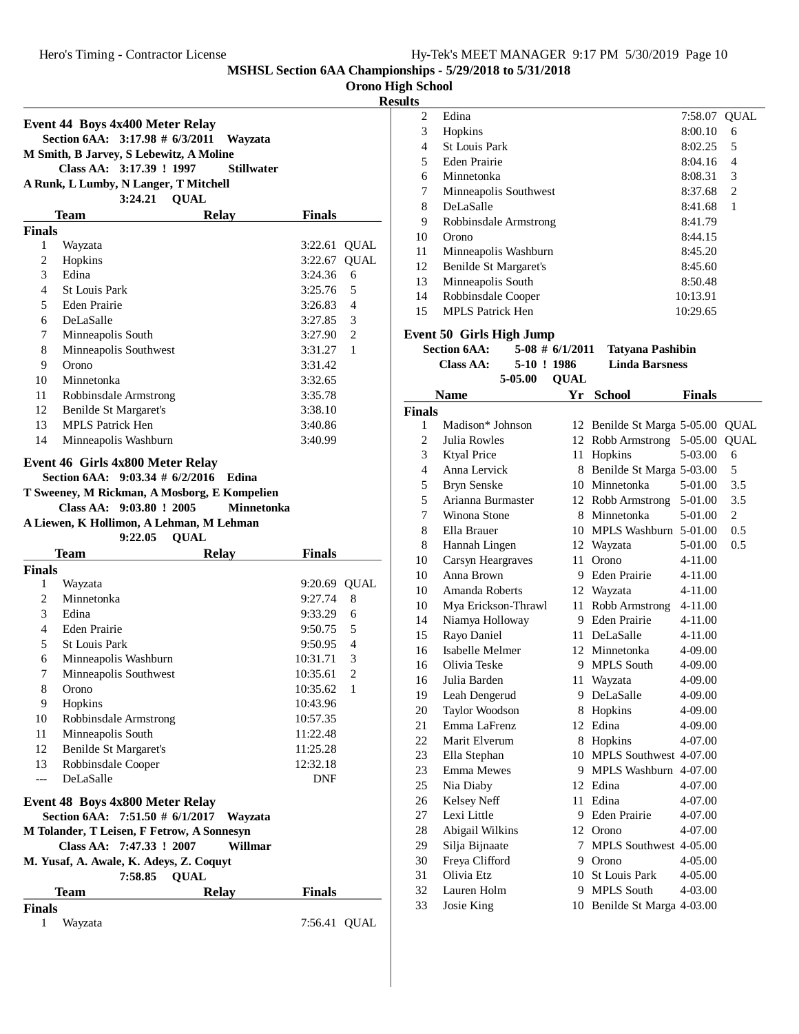MSHSL Section 6AA Championships - 5/29/2018 to 5/31/2018

Orono High School

Results

### Event 44 Boys 4x400 Meter Relay

**Section 6AA: 3:17.98 # 6/3/2011 Wayzata**
**M Smith, B Jarvey, S Lebewitz, A Moline**
**Class AA: 3:17.39 ! 1997 Stillwater**
**A Runk, L Lumby, N Langer, T Mitchell**
**3:24.21 QUAL**

| | Team | Relay | Finals | |
|---|---|---|---|---|
| **Finals** | | | | |
| 1 | Wayzata | | 3:22.61 | QUAL |
| 2 | Hopkins | | 3:22.67 | QUAL |
| 3 | Edina | | 3:24.36 | 6 |
| 4 | St Louis Park | | 3:25.76 | 5 |
| 5 | Eden Prairie | | 3:26.83 | 4 |
| 6 | DeLaSalle | | 3:27.85 | 3 |
| 7 | Minneapolis South | | 3:27.90 | 2 |
| 8 | Minneapolis Southwest | | 3:31.27 | 1 |
| 9 | Orono | | 3:31.42 | |
| 10 | Minnetonka | | 3:32.65 | |
| 11 | Robbinsdale Armstrong | | 3:35.78 | |
| 12 | Benilde St Margaret's | | 3:38.10 | |
| 13 | MPLS Patrick Hen | | 3:40.86 | |
| 14 | Minneapolis Washburn | | 3:40.99 | |

### Event 46 Girls 4x800 Meter Relay

**Section 6AA: 9:03.34 # 6/2/2016 Edina**
**T Sweeney, M Rickman, A Mosborg, E Kompelien**
**Class AA: 9:03.80 ! 2005 Minnetonka**
**A Liewen, K Hollimon, A Lehman, M Lehman**
**9:22.05 QUAL**

| | Team | Relay | Finals | |
|---|---|---|---|---|
| **Finals** | | | | |
| 1 | Wayzata | | 9:20.69 | QUAL |
| 2 | Minnetonka | | 9:27.74 | 8 |
| 3 | Edina | | 9:33.29 | 6 |
| 4 | Eden Prairie | | 9:50.75 | 5 |
| 5 | St Louis Park | | 9:50.95 | 4 |
| 6 | Minneapolis Washburn | | 10:31.71 | 3 |
| 7 | Minneapolis Southwest | | 10:35.61 | 2 |
| 8 | Orono | | 10:35.62 | 1 |
| 9 | Hopkins | | 10:43.96 | |
| 10 | Robbinsdale Armstrong | | 10:57.35 | |
| 11 | Minneapolis South | | 11:22.48 | |
| 12 | Benilde St Margaret's | | 11:25.28 | |
| 13 | Robbinsdale Cooper | | 12:32.18 | |
| --- | DeLaSalle | | DNF | |

### Event 48 Boys 4x800 Meter Relay

**Section 6AA: 7:51.50 # 6/1/2017 Wayzata**
**M Tolander, T Leisen, F Fetrow, A Sonnesyn**
**Class AA: 7:47.33 ! 2007 Willmar**
**M. Yusaf, A. Awale, K. Adeys, Z. Coquyt**
**7:58.85 QUAL**

| | Team | Relay | Finals | |
|---|---|---|---|---|
| **Finals** | | | | |
| 1 | Wayzata | | 7:56.41 | QUAL |
| 2 | Edina | | 7:58.07 | QUAL |
| 3 | Hopkins | | 8:00.10 | 6 |
| 4 | St Louis Park | | 8:02.25 | 5 |
| 5 | Eden Prairie | | 8:04.16 | 4 |
| 6 | Minnetonka | | 8:08.31 | 3 |
| 7 | Minneapolis Southwest | | 8:37.68 | 2 |
| 8 | DeLaSalle | | 8:41.68 | 1 |
| 9 | Robbinsdale Armstrong | | 8:41.79 | |
| 10 | Orono | | 8:44.15 | |
| 11 | Minneapolis Washburn | | 8:45.20 | |
| 12 | Benilde St Margaret's | | 8:45.60 | |
| 13 | Minneapolis South | | 8:50.48 | |
| 14 | Robbinsdale Cooper | | 10:13.91 | |
| 15 | MPLS Patrick Hen | | 10:29.65 | |

### Event 50 Girls High Jump

**Section 6AA: 5-08 # 6/1/2011 Tatyana Pashibin**
**Class AA: 5-10 ! 1986 Linda Barsness**
**5-05.00 QUAL**

| | Name | Yr | School | Finals | |
|---|---|---|---|---|---|
| **Finals** | | | | | |
| 1 | Madison* Johnson | 12 | Benilde St Marga | 5-05.00 | QUAL |
| 2 | Julia Rowles | 12 | Robb Armstrong | 5-05.00 | QUAL |
| 3 | Ktyal Price | 11 | Hopkins | 5-03.00 | 6 |
| 4 | Anna Lervick | 8 | Benilde St Marga | 5-03.00 | 5 |
| 5 | Bryn Senske | 10 | Minnetonka | 5-01.00 | 3.5 |
| 5 | Arianna Burmaster | 12 | Robb Armstrong | 5-01.00 | 3.5 |
| 7 | Winona Stone | 8 | Minnetonka | 5-01.00 | 2 |
| 8 | Ella Brauer | 10 | MPLS Washburn | 5-01.00 | 0.5 |
| 8 | Hannah Lingen | 12 | Wayzata | 5-01.00 | 0.5 |
| 10 | Carsyn Heargraves | 11 | Orono | 4-11.00 | |
| 10 | Anna Brown | 9 | Eden Prairie | 4-11.00 | |
| 10 | Amanda Roberts | 12 | Wayzata | 4-11.00 | |
| 10 | Mya Erickson-Thrawl | 11 | Robb Armstrong | 4-11.00 | |
| 14 | Niamya Holloway | 9 | Eden Prairie | 4-11.00 | |
| 15 | Rayo Daniel | 11 | DeLaSalle | 4-11.00 | |
| 16 | Isabelle Melmer | 12 | Minnetonka | 4-09.00 | |
| 16 | Olivia Teske | 9 | MPLS South | 4-09.00 | |
| 16 | Julia Barden | 11 | Wayzata | 4-09.00 | |
| 19 | Leah Dengerud | 9 | DeLaSalle | 4-09.00 | |
| 20 | Taylor Woodson | 8 | Hopkins | 4-09.00 | |
| 21 | Emma LaFrenz | 12 | Edina | 4-09.00 | |
| 22 | Marit Elverum | 8 | Hopkins | 4-07.00 | |
| 23 | Ella Stephan | 10 | MPLS Southwest | 4-07.00 | |
| 23 | Emma Mewes | 9 | MPLS Washburn | 4-07.00 | |
| 25 | Nia Diaby | 12 | Edina | 4-07.00 | |
| 26 | Kelsey Neff | 11 | Edina | 4-07.00 | |
| 27 | Lexi Little | 9 | Eden Prairie | 4-07.00 | |
| 28 | Abigail Wilkins | 12 | Orono | 4-07.00 | |
| 29 | Silja Bijnaate | 7 | MPLS Southwest | 4-05.00 | |
| 30 | Freya Clifford | 9 | Orono | 4-05.00 | |
| 31 | Olivia Etz | 10 | St Louis Park | 4-05.00 | |
| 32 | Lauren Holm | 9 | MPLS South | 4-03.00 | |
| 33 | Josie King | 10 | Benilde St Marga | 4-03.00 | |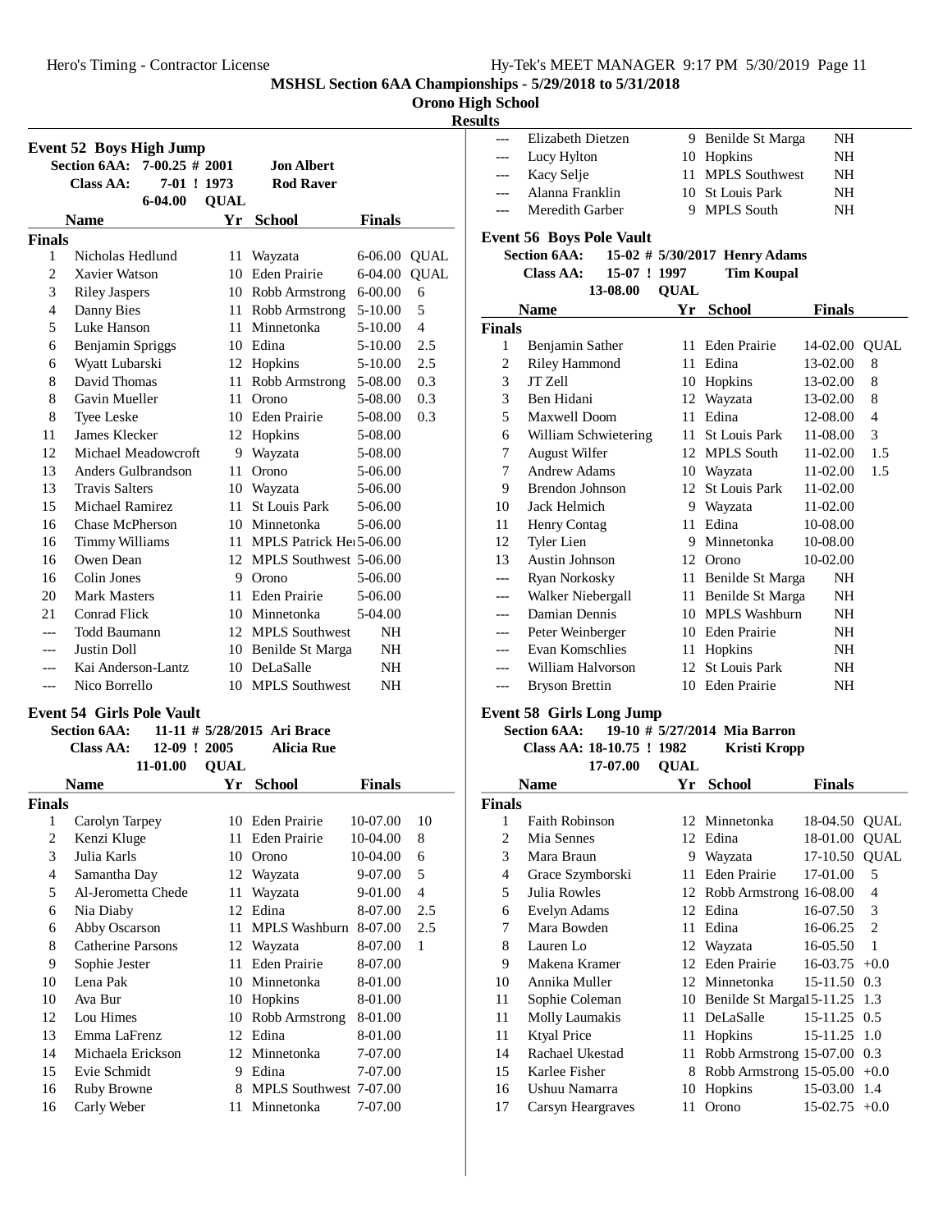MSHSL Section 6AA Championships - 5/29/2018 to 5/31/2018

Orono High School

Results

### Event 52 Boys High Jump

Section 6AA: 7-00.25 # 2001 Jon Albert
Class AA: 7-01 ! 1973 Rod Raver
6-04.00 QUAL

| | Name | Yr | School | Finals | |
|---|---|---|---|---|---|
| **Finals** | | | | | |
| 1 | Nicholas Hedlund | 11 | Wayzata | 6-06.00 | QUAL |
| 2 | Xavier Watson | 10 | Eden Prairie | 6-04.00 | QUAL |
| 3 | Riley Jaspers | 10 | Robb Armstrong | 6-00.00 | 6 |
| 4 | Danny Bies | 11 | Robb Armstrong | 5-10.00 | 5 |
| 5 | Luke Hanson | 11 | Minnetonka | 5-10.00 | 4 |
| 6 | Benjamin Spriggs | 10 | Edina | 5-10.00 | 2.5 |
| 6 | Wyatt Lubarski | 12 | Hopkins | 5-10.00 | 2.5 |
| 8 | David Thomas | 11 | Robb Armstrong | 5-08.00 | 0.3 |
| 8 | Gavin Mueller | 11 | Orono | 5-08.00 | 0.3 |
| 8 | Tyee Leske | 10 | Eden Prairie | 5-08.00 | 0.3 |
| 11 | James Klecker | 12 | Hopkins | 5-08.00 | |
| 12 | Michael Meadowcroft | 9 | Wayzata | 5-08.00 | |
| 13 | Anders Gulbrandson | 11 | Orono | 5-06.00 | |
| 13 | Travis Salters | 10 | Wayzata | 5-06.00 | |
| 15 | Michael Ramirez | 11 | St Louis Park | 5-06.00 | |
| 16 | Chase McPherson | 10 | Minnetonka | 5-06.00 | |
| 16 | Timmy Williams | 11 | MPLS Patrick He | 5-06.00 | |
| 16 | Owen Dean | 12 | MPLS Southwest | 5-06.00 | |
| 16 | Colin Jones | 9 | Orono | 5-06.00 | |
| 20 | Mark Masters | 11 | Eden Prairie | 5-06.00 | |
| 21 | Conrad Flick | 10 | Minnetonka | 5-04.00 | |
| --- | Todd Baumann | 12 | MPLS Southwest | NH | |
| --- | Justin Doll | 10 | Benilde St Marga | NH | |
| --- | Kai Anderson-Lantz | 10 | DeLaSalle | NH | |
| --- | Nico Borrello | 10 | MPLS Southwest | NH | |

### Event 54 Girls Pole Vault

Section 6AA: 11-11 # 5/28/2015 Ari Brace
Class AA: 12-09 ! 2005 Alicia Rue
11-01.00 QUAL

| | Name | Yr | School | Finals | |
|---|---|---|---|---|---|
| **Finals** | | | | | |
| 1 | Carolyn Tarpey | 10 | Eden Prairie | 10-07.00 | 10 |
| 2 | Kenzi Kluge | 11 | Eden Prairie | 10-04.00 | 8 |
| 3 | Julia Karls | 10 | Orono | 10-04.00 | 6 |
| 4 | Samantha Day | 12 | Wayzata | 9-07.00 | 5 |
| 5 | Al-Jerometta Chede | 11 | Wayzata | 9-01.00 | 4 |
| 6 | Nia Diaby | 12 | Edina | 8-07.00 | 2.5 |
| 6 | Abby Oscarson | 11 | MPLS Washburn | 8-07.00 | 2.5 |
| 8 | Catherine Parsons | 12 | Wayzata | 8-07.00 | 1 |
| 9 | Sophie Jester | 11 | Eden Prairie | 8-07.00 | |
| 10 | Lena Pak | 10 | Minnetonka | 8-01.00 | |
| 10 | Ava Bur | 10 | Hopkins | 8-01.00 | |
| 12 | Lou Himes | 10 | Robb Armstrong | 8-01.00 | |
| 13 | Emma LaFrenz | 12 | Edina | 8-01.00 | |
| 14 | Michaela Erickson | 12 | Minnetonka | 7-07.00 | |
| 15 | Evie Schmidt | 9 | Edina | 7-07.00 | |
| 16 | Ruby Browne | 8 | MPLS Southwest | 7-07.00 | |
| 16 | Carly Weber | 11 | Minnetonka | 7-07.00 | |
| --- | Elizabeth Dietzen | 9 | Benilde St Marga | NH | |
| --- | Lucy Hylton | 10 | Hopkins | NH | |
| --- | Kacy Selje | 11 | MPLS Southwest | NH | |
| --- | Alanna Franklin | 10 | St Louis Park | NH | |
| --- | Meredith Garber | 9 | MPLS South | NH | |

### Event 56 Boys Pole Vault

Section 6AA: 15-02 # 5/30/2017 Henry Adams
Class AA: 15-07 ! 1997 Tim Koupal
13-08.00 QUAL

| | Name | Yr | School | Finals | |
|---|---|---|---|---|---|
| **Finals** | | | | | |
| 1 | Benjamin Sather | 11 | Eden Prairie | 14-02.00 | QUAL |
| 2 | Riley Hammond | 11 | Edina | 13-02.00 | 8 |
| 3 | JT Zell | 10 | Hopkins | 13-02.00 | 8 |
| 3 | Ben Hidani | 12 | Wayzata | 13-02.00 | 8 |
| 5 | Maxwell Doom | 11 | Edina | 12-08.00 | 4 |
| 6 | William Schwietering | 11 | St Louis Park | 11-08.00 | 3 |
| 7 | August Wilfer | 12 | MPLS South | 11-02.00 | 1.5 |
| 7 | Andrew Adams | 10 | Wayzata | 11-02.00 | 1.5 |
| 9 | Brendon Johnson | 12 | St Louis Park | 11-02.00 | |
| 10 | Jack Helmich | 9 | Wayzata | 11-02.00 | |
| 11 | Henry Contag | 11 | Edina | 10-08.00 | |
| 12 | Tyler Lien | 9 | Minnetonka | 10-08.00 | |
| 13 | Austin Johnson | 12 | Orono | 10-02.00 | |
| --- | Ryan Norkosky | 11 | Benilde St Marga | NH | |
| --- | Walker Niebergall | 11 | Benilde St Marga | NH | |
| --- | Damian Dennis | 10 | MPLS Washburn | NH | |
| --- | Peter Weinberger | 10 | Eden Prairie | NH | |
| --- | Evan Komschlies | 11 | Hopkins | NH | |
| --- | William Halvorson | 12 | St Louis Park | NH | |
| --- | Bryson Brettin | 10 | Eden Prairie | NH | |

### Event 58 Girls Long Jump

Section 6AA: 19-10 # 5/27/2014 Mia Barron
Class AA: 18-10.75 ! 1982 Kristi Kropp
17-07.00 QUAL

| | Name | Yr | School | Finals | |
|---|---|---|---|---|---|
| **Finals** | | | | | |
| 1 | Faith Robinson | 12 | Minnetonka | 18-04.50 | QUAL |
| 2 | Mia Sennes | 12 | Edina | 18-01.00 | QUAL |
| 3 | Mara Braun | 9 | Wayzata | 17-10.50 | QUAL |
| 4 | Grace Szymborski | 11 | Eden Prairie | 17-01.00 | 5 |
| 5 | Julia Rowles | 12 | Robb Armstrong | 16-08.00 | 4 |
| 6 | Evelyn Adams | 12 | Edina | 16-07.50 | 3 |
| 7 | Mara Bowden | 11 | Edina | 16-06.25 | 2 |
| 8 | Lauren Lo | 12 | Wayzata | 16-05.50 | 1 |
| 9 | Makena Kramer | 12 | Eden Prairie | 16-03.75 | +0.0 |
| 10 | Annika Muller | 12 | Minnetonka | 15-11.50 | 0.3 |
| 11 | Sophie Coleman | 10 | Benilde St Marga | 15-11.25 | 1.3 |
| 11 | Molly Laumakis | 11 | DeLaSalle | 15-11.25 | 0.5 |
| 11 | Ktyal Price | 11 | Hopkins | 15-11.25 | 1.0 |
| 14 | Rachael Ukestad | 11 | Robb Armstrong | 15-07.00 | 0.3 |
| 15 | Karlee Fisher | 8 | Robb Armstrong | 15-05.00 | +0.0 |
| 16 | Ushuu Namarra | 10 | Hopkins | 15-03.00 | 1.4 |
| 17 | Carsyn Heargraves | 11 | Orono | 15-02.75 | +0.0 |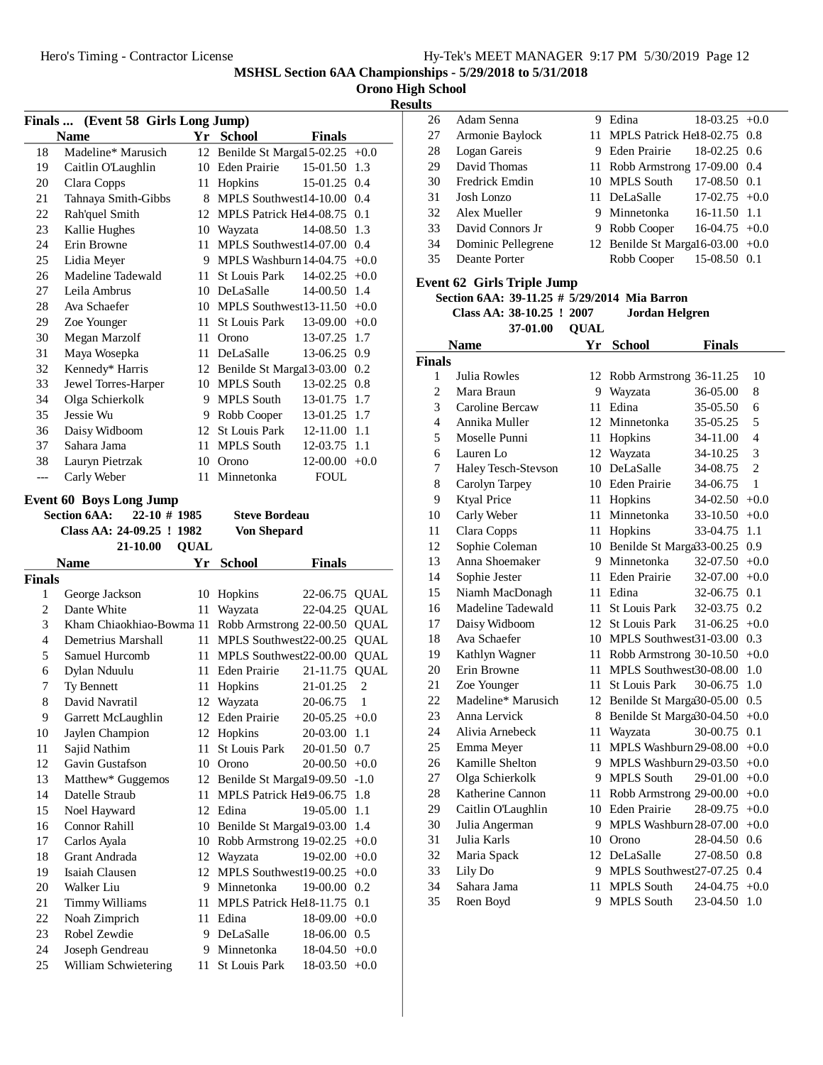MSHSL Section 6AA Championships - 5/29/2018 to 5/31/2018

Orono High School

Results

## Finals ... (Event 58 Girls Long Jump)

| | Name | Yr | School | Finals | |
|---|---|---|---|---|---|
| 18 | Madeline* Marusich | 12 | Benilde St Marga | 15-02.25 | +0.0 |
| 19 | Caitlin O'Laughlin | 10 | Eden Prairie | 15-01.50 | 1.3 |
| 20 | Clara Copps | 11 | Hopkins | 15-01.25 | 0.4 |
| 21 | Tahnaya Smith-Gibbs | 8 | MPLS Southwest | 14-10.00 | 0.4 |
| 22 | Rah'quel Smith | 12 | MPLS Patrick He | 14-08.75 | 0.1 |
| 23 | Kallie Hughes | 10 | Wayzata | 14-08.50 | 1.3 |
| 24 | Erin Browne | 11 | MPLS Southwest | 14-07.00 | 0.4 |
| 25 | Lidia Meyer | 9 | MPLS Washburn | 14-04.75 | +0.0 |
| 26 | Madeline Tadewald | 11 | St Louis Park | 14-02.25 | +0.0 |
| 27 | Leila Ambrus | 10 | DeLaSalle | 14-00.50 | 1.4 |
| 28 | Ava Schaefer | 10 | MPLS Southwest | 13-11.50 | +0.0 |
| 29 | Zoe Younger | 11 | St Louis Park | 13-09.00 | +0.0 |
| 30 | Megan Marzolf | 11 | Orono | 13-07.25 | 1.7 |
| 31 | Maya Wosepka | 11 | DeLaSalle | 13-06.25 | 0.9 |
| 32 | Kennedy* Harris | 12 | Benilde St Marga | 13-03.00 | 0.2 |
| 33 | Jewel Torres-Harper | 10 | MPLS South | 13-02.25 | 0.8 |
| 34 | Olga Schierkolk | 9 | MPLS South | 13-01.75 | 1.7 |
| 35 | Jessie Wu | 9 | Robb Cooper | 13-01.25 | 1.7 |
| 36 | Daisy Widboom | 12 | St Louis Park | 12-11.00 | 1.1 |
| 37 | Sahara Jama | 11 | MPLS South | 12-03.75 | 1.1 |
| 38 | Lauryn Pietrzak | 10 | Orono | 12-00.00 | +0.0 |
| --- | Carly Weber | 11 | Minnetonka | FOUL | |

## Event 60 Boys Long Jump

Section 6AA: 22-10 # 1985 Steve Bordeau
Class AA: 24-09.25 ! 1982 Von Shepard
21-10.00 QUAL

| | Name | Yr | School | Finals | |
|---|---|---|---|---|---|
| **Finals** | | | | | |
| 1 | George Jackson | 10 | Hopkins | 22-06.75 | QUAL |
| 2 | Dante White | 11 | Wayzata | 22-04.25 | QUAL |
| 3 | Kham Chiaokhiao-Bowma | 11 | Robb Armstrong | 22-00.50 | QUAL |
| 4 | Demetrius Marshall | 11 | MPLS Southwest | 22-00.25 | QUAL |
| 5 | Samuel Hurcomb | 11 | MPLS Southwest | 22-00.00 | QUAL |
| 6 | Dylan Nduulu | 11 | Eden Prairie | 21-11.75 | QUAL |
| 7 | Ty Bennett | 11 | Hopkins | 21-01.25 | 2 |
| 8 | David Navratil | 12 | Wayzata | 20-06.75 | 1 |
| 9 | Garrett McLaughlin | 12 | Eden Prairie | 20-05.25 | +0.0 |
| 10 | Jaylen Champion | 12 | Hopkins | 20-03.00 | 1.1 |
| 11 | Sajid Nathim | 11 | St Louis Park | 20-01.50 | 0.7 |
| 12 | Gavin Gustafson | 10 | Orono | 20-00.50 | +0.0 |
| 13 | Matthew* Guggemos | 12 | Benilde St Marga | 19-09.50 | -1.0 |
| 14 | Datelle Straub | 11 | MPLS Patrick He | 19-06.75 | 1.8 |
| 15 | Noel Hayward | 12 | Edina | 19-05.00 | 1.1 |
| 16 | Connor Rahill | 10 | Benilde St Marga | 19-03.00 | 1.4 |
| 17 | Carlos Ayala | 10 | Robb Armstrong | 19-02.25 | +0.0 |
| 18 | Grant Andrada | 12 | Wayzata | 19-02.00 | +0.0 |
| 19 | Isaiah Clausen | 12 | MPLS Southwest | 19-00.25 | +0.0 |
| 20 | Walker Liu | 9 | Minnetonka | 19-00.00 | 0.2 |
| 21 | Timmy Williams | 11 | MPLS Patrick He | 18-11.75 | 0.1 |
| 22 | Noah Zimprich | 11 | Edina | 18-09.00 | +0.0 |
| 23 | Robel Zewdie | 9 | DeLaSalle | 18-06.00 | 0.5 |
| 24 | Joseph Gendreau | 9 | Minnetonka | 18-04.50 | +0.0 |
| 25 | William Schwietering | 11 | St Louis Park | 18-03.50 | +0.0 |
| 26 | Adam Senna | 9 | Edina | 18-03.25 | +0.0 |
| 27 | Armonie Baylock | 11 | MPLS Patrick He | 18-02.75 | 0.8 |
| 28 | Logan Gareis | 9 | Eden Prairie | 18-02.25 | 0.6 |
| 29 | David Thomas | 11 | Robb Armstrong | 17-09.00 | 0.4 |
| 30 | Fredrick Emdin | 10 | MPLS South | 17-08.50 | 0.1 |
| 31 | Josh Lonzo | 11 | DeLaSalle | 17-02.75 | +0.0 |
| 32 | Alex Mueller | 9 | Minnetonka | 16-11.50 | 1.1 |
| 33 | David Connors Jr | 9 | Robb Cooper | 16-04.75 | +0.0 |
| 34 | Dominic Pellegrene | 12 | Benilde St Marga | 16-03.00 | +0.0 |
| 35 | Deante Porter | | Robb Cooper | 15-08.50 | 0.1 |

## Event 62 Girls Triple Jump

Section 6AA: 39-11.25 # 5/29/2014 Mia Barron
Class AA: 38-10.25 ! 2007 Jordan Helgren
37-01.00 QUAL

| | Name | Yr | School | Finals | |
|---|---|---|---|---|---|
| **Finals** | | | | | |
| 1 | Julia Rowles | 12 | Robb Armstrong | 36-11.25 | 10 |
| 2 | Mara Braun | 9 | Wayzata | 36-05.00 | 8 |
| 3 | Caroline Bercaw | 11 | Edina | 35-05.50 | 6 |
| 4 | Annika Muller | 12 | Minnetonka | 35-05.25 | 5 |
| 5 | Moselle Punni | 11 | Hopkins | 34-11.00 | 4 |
| 6 | Lauren Lo | 12 | Wayzata | 34-10.25 | 3 |
| 7 | Haley Tesch-Stevson | 10 | DeLaSalle | 34-08.75 | 2 |
| 8 | Carolyn Tarpey | 10 | Eden Prairie | 34-06.75 | 1 |
| 9 | Ktyal Price | 11 | Hopkins | 34-02.50 | +0.0 |
| 10 | Carly Weber | 11 | Minnetonka | 33-10.50 | +0.0 |
| 11 | Clara Copps | 11 | Hopkins | 33-04.75 | 1.1 |
| 12 | Sophie Coleman | 10 | Benilde St Marga | 33-00.25 | 0.9 |
| 13 | Anna Shoemaker | 9 | Minnetonka | 32-07.50 | +0.0 |
| 14 | Sophie Jester | 11 | Eden Prairie | 32-07.00 | +0.0 |
| 15 | Niamh MacDonagh | 11 | Edina | 32-06.75 | 0.1 |
| 16 | Madeline Tadewald | 11 | St Louis Park | 32-03.75 | 0.2 |
| 17 | Daisy Widboom | 12 | St Louis Park | 31-06.25 | +0.0 |
| 18 | Ava Schaefer | 10 | MPLS Southwest | 31-03.00 | 0.3 |
| 19 | Kathlyn Wagner | 11 | Robb Armstrong | 30-10.50 | +0.0 |
| 20 | Erin Browne | 11 | MPLS Southwest | 30-08.00 | 1.0 |
| 21 | Zoe Younger | 11 | St Louis Park | 30-06.75 | 1.0 |
| 22 | Madeline* Marusich | 12 | Benilde St Marga | 30-05.00 | 0.5 |
| 23 | Anna Lervick | 8 | Benilde St Marga | 30-04.50 | +0.0 |
| 24 | Alivia Arnebeck | 11 | Wayzata | 30-00.75 | 0.1 |
| 25 | Emma Meyer | 11 | MPLS Washburn | 29-08.00 | +0.0 |
| 26 | Kamille Shelton | 9 | MPLS Washburn | 29-03.50 | +0.0 |
| 27 | Olga Schierkolk | 9 | MPLS South | 29-01.00 | +0.0 |
| 28 | Katherine Cannon | 11 | Robb Armstrong | 29-00.00 | +0.0 |
| 29 | Caitlin O'Laughlin | 10 | Eden Prairie | 28-09.75 | +0.0 |
| 30 | Julia Angerman | 9 | MPLS Washburn | 28-07.00 | +0.0 |
| 31 | Julia Karls | 10 | Orono | 28-04.50 | 0.6 |
| 32 | Maria Spack | 12 | DeLaSalle | 27-08.50 | 0.8 |
| 33 | Lily Do | 9 | MPLS Southwest | 27-07.25 | 0.4 |
| 34 | Sahara Jama | 11 | MPLS South | 24-04.75 | +0.0 |
| 35 | Roen Boyd | 9 | MPLS South | 23-04.50 | 1.0 |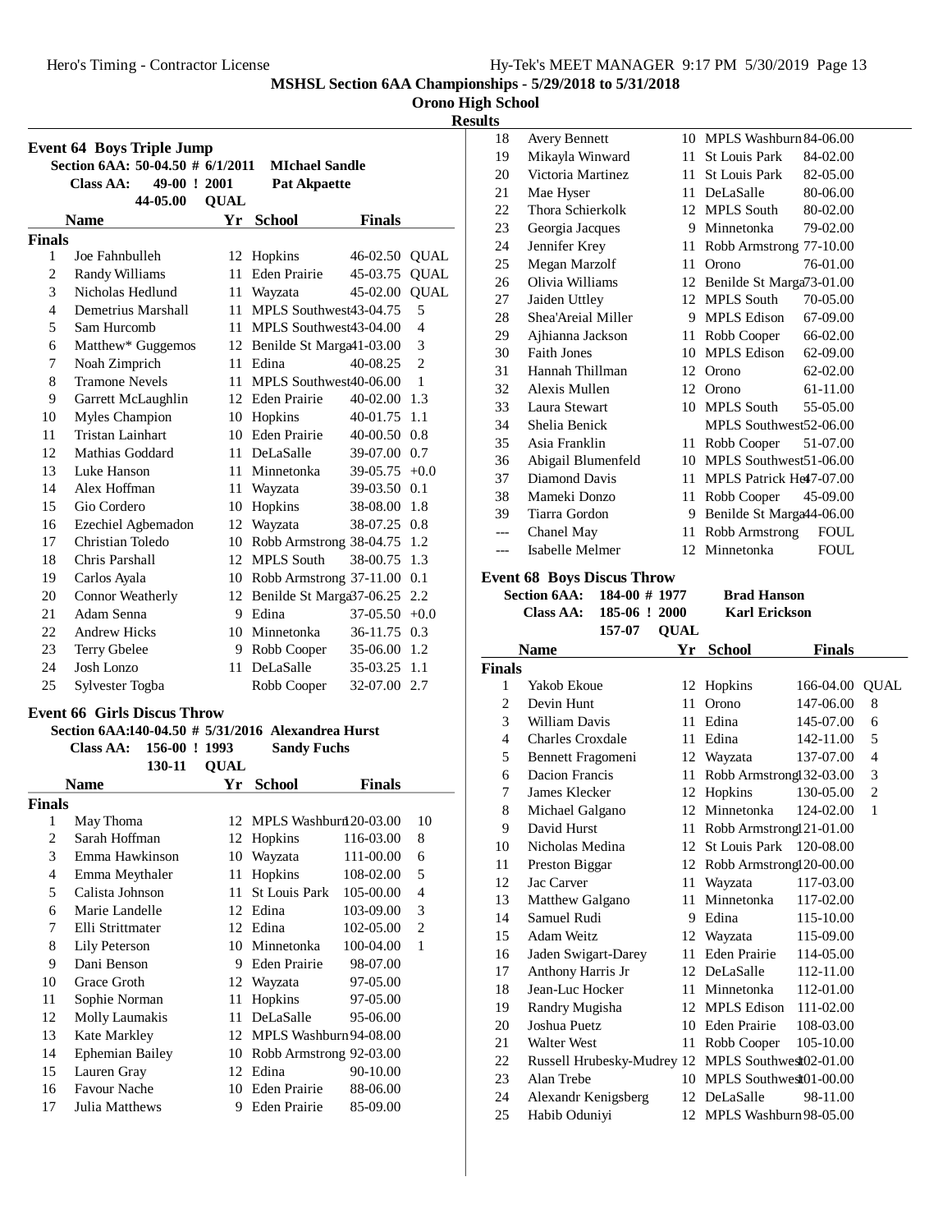**MSHSL Section 6AA Championships - 5/29/2018 to 5/31/2018**

**Orono High School**

**Results**

### Event 64 Boys Triple Jump

**Section 6AA: 50-04.50 # 6/1/2011 MIchael Sandle**
**Class AA: 49-00 ! 2001 Pat Akpaette**
**44-05.00 QUAL**

**Finals**

| | Name | Yr | School | Finals | |
|---|---|---|---|---|---|
| 1 | Joe Fahnbulleh | 12 | Hopkins | 46-02.50 | QUAL |
| 2 | Randy Williams | 11 | Eden Prairie | 45-03.75 | QUAL |
| 3 | Nicholas Hedlund | 11 | Wayzata | 45-02.00 | QUAL |
| 4 | Demetrius Marshall | 11 | MPLS Southwest | 43-04.75 | 5 |
| 5 | Sam Hurcomb | 11 | MPLS Southwest | 43-04.00 | 4 |
| 6 | Matthew* Guggemos | 12 | Benilde St Marga | 41-03.00 | 3 |
| 7 | Noah Zimprich | 11 | Edina | 40-08.25 | 2 |
| 8 | Tramone Nevels | 11 | MPLS Southwest | 40-06.00 | 1 |
| 9 | Garrett McLaughlin | 12 | Eden Prairie | 40-02.00 | 1.3 |
| 10 | Myles Champion | 10 | Hopkins | 40-01.75 | 1.1 |
| 11 | Tristan Lainhart | 10 | Eden Prairie | 40-00.50 | 0.8 |
| 12 | Mathias Goddard | 11 | DeLaSalle | 39-07.00 | 0.7 |
| 13 | Luke Hanson | 11 | Minnetonka | 39-05.75 | +0.0 |
| 14 | Alex Hoffman | 11 | Wayzata | 39-03.50 | 0.1 |
| 15 | Gio Cordero | 10 | Hopkins | 38-08.00 | 1.8 |
| 16 | Ezechiel Agbemadon | 12 | Wayzata | 38-07.25 | 0.8 |
| 17 | Christian Toledo | 10 | Robb Armstrong | 38-04.75 | 1.2 |
| 18 | Chris Parshall | 12 | MPLS South | 38-00.75 | 1.3 |
| 19 | Carlos Ayala | 10 | Robb Armstrong | 37-11.00 | 0.1 |
| 20 | Connor Weatherly | 12 | Benilde St Marga | 37-06.25 | 2.2 |
| 21 | Adam Senna | 9 | Edina | 37-05.50 | +0.0 |
| 22 | Andrew Hicks | 10 | Minnetonka | 36-11.75 | 0.3 |
| 23 | Terry Gbelee | 9 | Robb Cooper | 35-06.00 | 1.2 |
| 24 | Josh Lonzo | 11 | DeLaSalle | 35-03.25 | 1.1 |
| 25 | Sylvester Togba | | Robb Cooper | 32-07.00 | 2.7 |

### Event 66 Girls Discus Throw

**Section 6AA:140-04.50 # 5/31/2016 Alexandrea Hurst**
**Class AA: 156-00 ! 1993 Sandy Fuchs**
**130-11 QUAL**

**Finals**

| | Name | Yr | School | Finals | |
|---|---|---|---|---|---|
| 1 | May Thoma | 12 | MPLS Washburn | 120-03.00 | 10 |
| 2 | Sarah Hoffman | 12 | Hopkins | 116-03.00 | 8 |
| 3 | Emma Hawkinson | 10 | Wayzata | 111-00.00 | 6 |
| 4 | Emma Meythaler | 11 | Hopkins | 108-02.00 | 5 |
| 5 | Calista Johnson | 11 | St Louis Park | 105-00.00 | 4 |
| 6 | Marie Landelle | 12 | Edina | 103-09.00 | 3 |
| 7 | Elli Strittmater | 12 | Edina | 102-05.00 | 2 |
| 8 | Lily Peterson | 10 | Minnetonka | 100-04.00 | 1 |
| 9 | Dani Benson | 9 | Eden Prairie | 98-07.00 | |
| 10 | Grace Groth | 12 | Wayzata | 97-05.00 | |
| 11 | Sophie Norman | 11 | Hopkins | 97-05.00 | |
| 12 | Molly Laumakis | 11 | DeLaSalle | 95-06.00 | |
| 13 | Kate Markley | 12 | MPLS Washburn | 94-08.00 | |
| 14 | Ephemian Bailey | 10 | Robb Armstrong | 92-03.00 | |
| 15 | Lauren Gray | 12 | Edina | 90-10.00 | |
| 16 | Favour Nache | 10 | Eden Prairie | 88-06.00 | |
| 17 | Julia Matthews | 9 | Eden Prairie | 85-09.00 | |
| 18 | Avery Bennett | 10 | MPLS Washburn | 84-06.00 | |
| 19 | Mikayla Winward | 11 | St Louis Park | 84-02.00 | |
| 20 | Victoria Martinez | 11 | St Louis Park | 82-05.00 | |
| 21 | Mae Hyser | 11 | DeLaSalle | 80-06.00 | |
| 22 | Thora Schierkolk | 12 | MPLS South | 80-02.00 | |
| 23 | Georgia Jacques | 9 | Minnetonka | 79-02.00 | |
| 24 | Jennifer Krey | 11 | Robb Armstrong | 77-10.00 | |
| 25 | Megan Marzolf | 11 | Orono | 76-01.00 | |
| 26 | Olivia Williams | 12 | Benilde St Marga | 73-01.00 | |
| 27 | Jaiden Uttley | 12 | MPLS South | 70-05.00 | |
| 28 | Shea'Areial Miller | 9 | MPLS Edison | 67-09.00 | |
| 29 | Ajhianna Jackson | 11 | Robb Cooper | 66-02.00 | |
| 30 | Faith Jones | 10 | MPLS Edison | 62-09.00 | |
| 31 | Hannah Thillman | 12 | Orono | 62-02.00 | |
| 32 | Alexis Mullen | 12 | Orono | 61-11.00 | |
| 33 | Laura Stewart | 10 | MPLS South | 55-05.00 | |
| 34 | Shelia Benick | | MPLS Southwest | 52-06.00 | |
| 35 | Asia Franklin | 11 | Robb Cooper | 51-07.00 | |
| 36 | Abigail Blumenfeld | 10 | MPLS Southwest | 51-06.00 | |
| 37 | Diamond Davis | 11 | MPLS Patrick He | 47-07.00 | |
| 38 | Mameki Donzo | 11 | Robb Cooper | 45-09.00 | |
| 39 | Tiarra Gordon | 9 | Benilde St Marga | 44-06.00 | |
| --- | Chanel May | 11 | Robb Armstrong | FOUL | |
| --- | Isabelle Melmer | 12 | Minnetonka | FOUL | |

### Event 68 Boys Discus Throw

**Section 6AA: 184-00 # 1977 Brad Hanson**
**Class AA: 185-06 ! 2000 Karl Erickson**
**157-07 QUAL**

**Finals**

| | Name | Yr | School | Finals | |
|---|---|---|---|---|---|
| 1 | Yakob Ekoue | 12 | Hopkins | 166-04.00 | QUAL |
| 2 | Devin Hunt | 11 | Orono | 147-06.00 | 8 |
| 3 | William Davis | 11 | Edina | 145-07.00 | 6 |
| 4 | Charles Croxdale | 11 | Edina | 142-11.00 | 5 |
| 5 | Bennett Fragomeni | 12 | Wayzata | 137-07.00 | 4 |
| 6 | Dacion Francis | 11 | Robb Armstrong | 132-03.00 | 3 |
| 7 | James Klecker | 12 | Hopkins | 130-05.00 | 2 |
| 8 | Michael Galgano | 12 | Minnetonka | 124-02.00 | 1 |
| 9 | David Hurst | 11 | Robb Armstrong | 121-01.00 | |
| 10 | Nicholas Medina | 12 | St Louis Park | 120-08.00 | |
| 11 | Preston Biggar | 12 | Robb Armstrong | 120-00.00 | |
| 12 | Jac Carver | 11 | Wayzata | 117-03.00 | |
| 13 | Matthew Galgano | 11 | Minnetonka | 117-02.00 | |
| 14 | Samuel Rudi | 9 | Edina | 115-10.00 | |
| 15 | Adam Weitz | 12 | Wayzata | 115-09.00 | |
| 16 | Jaden Swigart-Darey | 11 | Eden Prairie | 114-05.00 | |
| 17 | Anthony Harris Jr | 12 | DeLaSalle | 112-11.00 | |
| 18 | Jean-Luc Hocker | 11 | Minnetonka | 112-01.00 | |
| 19 | Randry Mugisha | 12 | MPLS Edison | 111-02.00 | |
| 20 | Joshua Puetz | 10 | Eden Prairie | 108-03.00 | |
| 21 | Walter West | 11 | Robb Cooper | 105-10.00 | |
| 22 | Russell Hrubesky-Mudrey | 12 | MPLS Southwest | 102-01.00 | |
| 23 | Alan Trebe | 10 | MPLS Southwest | 101-00.00 | |
| 24 | Alexandr Kenigsberg | 12 | DeLaSalle | 98-11.00 | |
| 25 | Habib Oduniyi | 12 | MPLS Washburn | 98-05.00 | |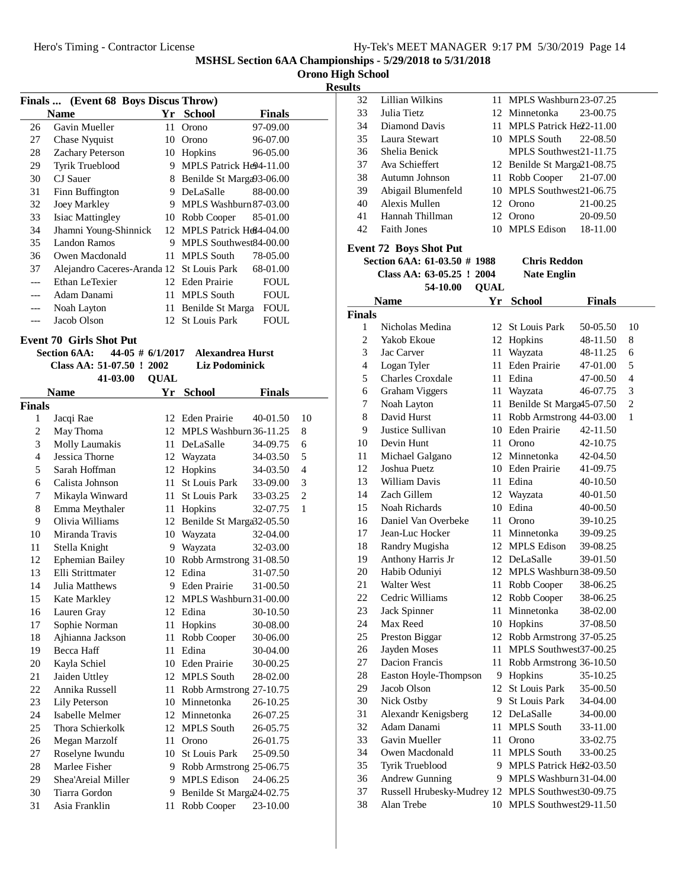MSHSL Section 6AA Championships - 5/29/2018 to 5/31/2018

Orono High School

Results

## Finals ... (Event 68 Boys Discus Throw)

| | Name | Yr | School | Finals |
|---|---|---|---|---|
| 26 | Gavin Mueller | 11 | Orono | 97-09.00 |
| 27 | Chase Nyquist | 10 | Orono | 96-07.00 |
| 28 | Zachary Peterson | 10 | Hopkins | 96-05.00 |
| 29 | Tyrik Trueblood | 9 | MPLS Patrick He | 94-11.00 |
| 30 | CJ Sauer | 8 | Benilde St Marga | 93-06.00 |
| 31 | Finn Buffington | 9 | DeLaSalle | 88-00.00 |
| 32 | Joey Markley | 9 | MPLS Washburn | 87-03.00 |
| 33 | Isiac Mattingley | 10 | Robb Cooper | 85-01.00 |
| 34 | Jhamni Young-Shinnick | 12 | MPLS Patrick He | 84-04.00 |
| 35 | Landon Ramos | 9 | MPLS Southwest | 84-00.00 |
| 36 | Owen Macdonald | 11 | MPLS South | 78-05.00 |
| 37 | Alejandro Caceres-Aranda | 12 | St Louis Park | 68-01.00 |
| --- | Ethan LeTexier | 12 | Eden Prairie | FOUL |
| --- | Adam Danami | 11 | MPLS South | FOUL |
| --- | Noah Layton | 11 | Benilde St Marga | FOUL |
| --- | Jacob Olson | 12 | St Louis Park | FOUL |

## Event 70 Girls Shot Put

**Section 6AA: 44-05 # 6/1/2017 Alexandrea Hurst**
**Class AA: 51-07.50 ! 2002 Liz Podominick**
**41-03.00 QUAL**

| | Name | Yr | School | Finals | |
|---|---|---|---|---|---|
| **Finals** | | | | | |
| 1 | Jacqi Rae | 12 | Eden Prairie | 40-01.50 | 10 |
| 2 | May Thoma | 12 | MPLS Washburn | 36-11.25 | 8 |
| 3 | Molly Laumakis | 11 | DeLaSalle | 34-09.75 | 6 |
| 4 | Jessica Thorne | 12 | Wayzata | 34-03.50 | 5 |
| 5 | Sarah Hoffman | 12 | Hopkins | 34-03.50 | 4 |
| 6 | Calista Johnson | 11 | St Louis Park | 33-09.00 | 3 |
| 7 | Mikayla Winward | 11 | St Louis Park | 33-03.25 | 2 |
| 8 | Emma Meythaler | 11 | Hopkins | 32-07.75 | 1 |
| 9 | Olivia Williams | 12 | Benilde St Marga | 32-05.50 | |
| 10 | Miranda Travis | 10 | Wayzata | 32-04.00 | |
| 11 | Stella Knight | 9 | Wayzata | 32-03.00 | |
| 12 | Ephemian Bailey | 10 | Robb Armstrong | 31-08.50 | |
| 13 | Elli Strittmater | 12 | Edina | 31-07.50 | |
| 14 | Julia Matthews | 9 | Eden Prairie | 31-00.50 | |
| 15 | Kate Markley | 12 | MPLS Washburn | 31-00.00 | |
| 16 | Lauren Gray | 12 | Edina | 30-10.50 | |
| 17 | Sophie Norman | 11 | Hopkins | 30-08.00 | |
| 18 | Ajhianna Jackson | 11 | Robb Cooper | 30-06.00 | |
| 19 | Becca Haff | 11 | Edina | 30-04.00 | |
| 20 | Kayla Schiel | 10 | Eden Prairie | 30-00.25 | |
| 21 | Jaiden Uttley | 12 | MPLS South | 28-02.00 | |
| 22 | Annika Russell | 11 | Robb Armstrong | 27-10.75 | |
| 23 | Lily Peterson | 10 | Minnetonka | 26-10.25 | |
| 24 | Isabelle Melmer | 12 | Minnetonka | 26-07.25 | |
| 25 | Thora Schierkolk | 12 | MPLS South | 26-05.75 | |
| 26 | Megan Marzolf | 11 | Orono | 26-01.75 | |
| 27 | Roselyne Iwundu | 10 | St Louis Park | 25-09.50 | |
| 28 | Marlee Fisher | 9 | Robb Armstrong | 25-06.75 | |
| 29 | Shea'Areial Miller | 9 | MPLS Edison | 24-06.25 | |
| 30 | Tiarra Gordon | 9 | Benilde St Marga | 24-02.75 | |
| 31 | Asia Franklin | 11 | Robb Cooper | 23-10.00 | |
| 32 | Lillian Wilkins | 11 | MPLS Washburn | 23-07.25 | |
| 33 | Julia Tietz | 12 | Minnetonka | 23-00.75 | |
| 34 | Diamond Davis | 11 | MPLS Patrick He | 22-11.00 | |
| 35 | Laura Stewart | 10 | MPLS South | 22-08.50 | |
| 36 | Shelia Benick | | MPLS Southwest | 21-11.75 | |
| 37 | Ava Schieffert | 12 | Benilde St Marga | 21-08.75 | |
| 38 | Autumn Johnson | 11 | Robb Cooper | 21-07.00 | |
| 39 | Abigail Blumenfeld | 10 | MPLS Southwest | 21-06.75 | |
| 40 | Alexis Mullen | 12 | Orono | 21-00.25 | |
| 41 | Hannah Thillman | 12 | Orono | 20-09.50 | |
| 42 | Faith Jones | 10 | MPLS Edison | 18-11.00 | |

## Event 72 Boys Shot Put

**Section 6AA: 61-03.50 # 1988 Chris Reddon**
**Class AA: 63-05.25 ! 2004 Nate Englin**
**54-10.00 QUAL**

| | Name | Yr | School | Finals | |
|---|---|---|---|---|---|
| **Finals** | | | | | |
| 1 | Nicholas Medina | 12 | St Louis Park | 50-05.50 | 10 |
| 2 | Yakob Ekoue | 12 | Hopkins | 48-11.50 | 8 |
| 3 | Jac Carver | 11 | Wayzata | 48-11.25 | 6 |
| 4 | Logan Tyler | 11 | Eden Prairie | 47-01.00 | 5 |
| 5 | Charles Croxdale | 11 | Edina | 47-00.50 | 4 |
| 6 | Graham Viggers | 11 | Wayzata | 46-07.75 | 3 |
| 7 | Noah Layton | 11 | Benilde St Marga | 45-07.50 | 2 |
| 8 | David Hurst | 11 | Robb Armstrong | 44-03.00 | 1 |
| 9 | Justice Sullivan | 10 | Eden Prairie | 42-11.50 | |
| 10 | Devin Hunt | 11 | Orono | 42-10.75 | |
| 11 | Michael Galgano | 12 | Minnetonka | 42-04.50 | |
| 12 | Joshua Puetz | 10 | Eden Prairie | 41-09.75 | |
| 13 | William Davis | 11 | Edina | 40-10.50 | |
| 14 | Zach Gillem | 12 | Wayzata | 40-01.50 | |
| 15 | Noah Richards | 10 | Edina | 40-00.50 | |
| 16 | Daniel Van Overbeke | 11 | Orono | 39-10.25 | |
| 17 | Jean-Luc Hocker | 11 | Minnetonka | 39-09.25 | |
| 18 | Randry Mugisha | 12 | MPLS Edison | 39-08.25 | |
| 19 | Anthony Harris Jr | 12 | DeLaSalle | 39-01.50 | |
| 20 | Habib Oduniyi | 12 | MPLS Washburn | 38-09.50 | |
| 21 | Walter West | 11 | Robb Cooper | 38-06.25 | |
| 22 | Cedric Williams | 12 | Robb Cooper | 38-06.25 | |
| 23 | Jack Spinner | 11 | Minnetonka | 38-02.00 | |
| 24 | Max Reed | 10 | Hopkins | 37-08.50 | |
| 25 | Preston Biggar | 12 | Robb Armstrong | 37-05.25 | |
| 26 | Jayden Moses | 11 | MPLS Southwest | 37-00.25 | |
| 27 | Dacion Francis | 11 | Robb Armstrong | 36-10.50 | |
| 28 | Easton Hoyle-Thompson | 9 | Hopkins | 35-10.25 | |
| 29 | Jacob Olson | 12 | St Louis Park | 35-00.50 | |
| 30 | Nick Ostby | 9 | St Louis Park | 34-04.00 | |
| 31 | Alexandr Kenigsberg | 12 | DeLaSalle | 34-00.00 | |
| 32 | Adam Danami | 11 | MPLS South | 33-11.00 | |
| 33 | Gavin Mueller | 11 | Orono | 33-02.75 | |
| 34 | Owen Macdonald | 11 | MPLS South | 33-00.25 | |
| 35 | Tyrik Trueblood | 9 | MPLS Patrick He | 32-03.50 | |
| 36 | Andrew Gunning | 9 | MPLS Washburn | 31-04.00 | |
| 37 | Russell Hrubesky-Mudrey | 12 | MPLS Southwest | 30-09.75 | |
| 38 | Alan Trebe | 10 | MPLS Southwest | 29-11.50 | |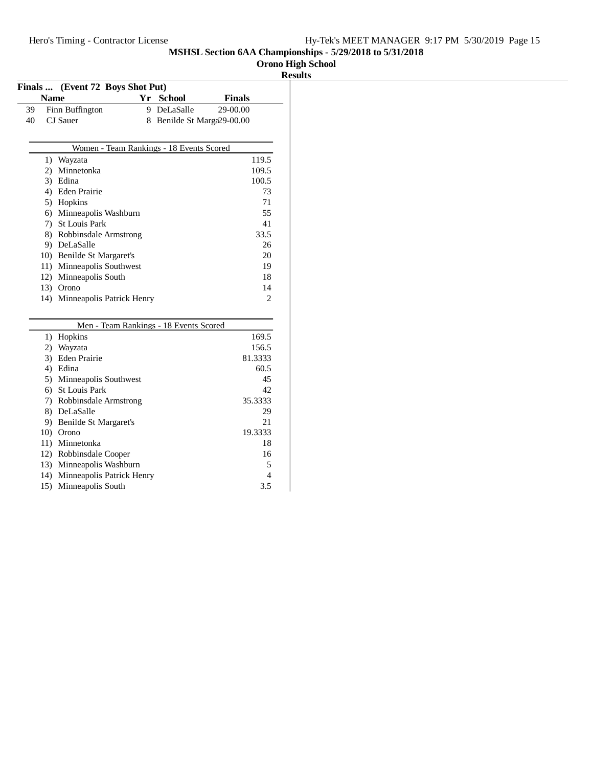**Results**

**Finals ... (Event 72 Boys Shot Put)**

| | Name | Yr | School | Finals |
|---|---|---|---|---|
| 39 | Finn Buffington | 9 | DeLaSalle | 29-00.00 |
| 40 | CJ Sauer | 8 | Benilde St Marga | 29-00.00 |

**Women - Team Rankings - 18 Events Scored**

| | | |
|---|---|---|
| 1) | Wayzata | 119.5 |
| 2) | Minnetonka | 109.5 |
| 3) | Edina | 100.5 |
| 4) | Eden Prairie | 73 |
| 5) | Hopkins | 71 |
| 6) | Minneapolis Washburn | 55 |
| 7) | St Louis Park | 41 |
| 8) | Robbinsdale Armstrong | 33.5 |
| 9) | DeLaSalle | 26 |
| 10) | Benilde St Margaret's | 20 |
| 11) | Minneapolis Southwest | 19 |
| 12) | Minneapolis South | 18 |
| 13) | Orono | 14 |
| 14) | Minneapolis Patrick Henry | 2 |

**Men - Team Rankings - 18 Events Scored**

| | | |
|---|---|---|
| 1) | Hopkins | 169.5 |
| 2) | Wayzata | 156.5 |
| 3) | Eden Prairie | 81.3333 |
| 4) | Edina | 60.5 |
| 5) | Minneapolis Southwest | 45 |
| 6) | St Louis Park | 42 |
| 7) | Robbinsdale Armstrong | 35.3333 |
| 8) | DeLaSalle | 29 |
| 9) | Benilde St Margaret's | 21 |
| 10) | Orono | 19.3333 |
| 11) | Minnetonka | 18 |
| 12) | Robbinsdale Cooper | 16 |
| 13) | Minneapolis Washburn | 5 |
| 14) | Minneapolis Patrick Henry | 4 |
| 15) | Minneapolis South | 3.5 |